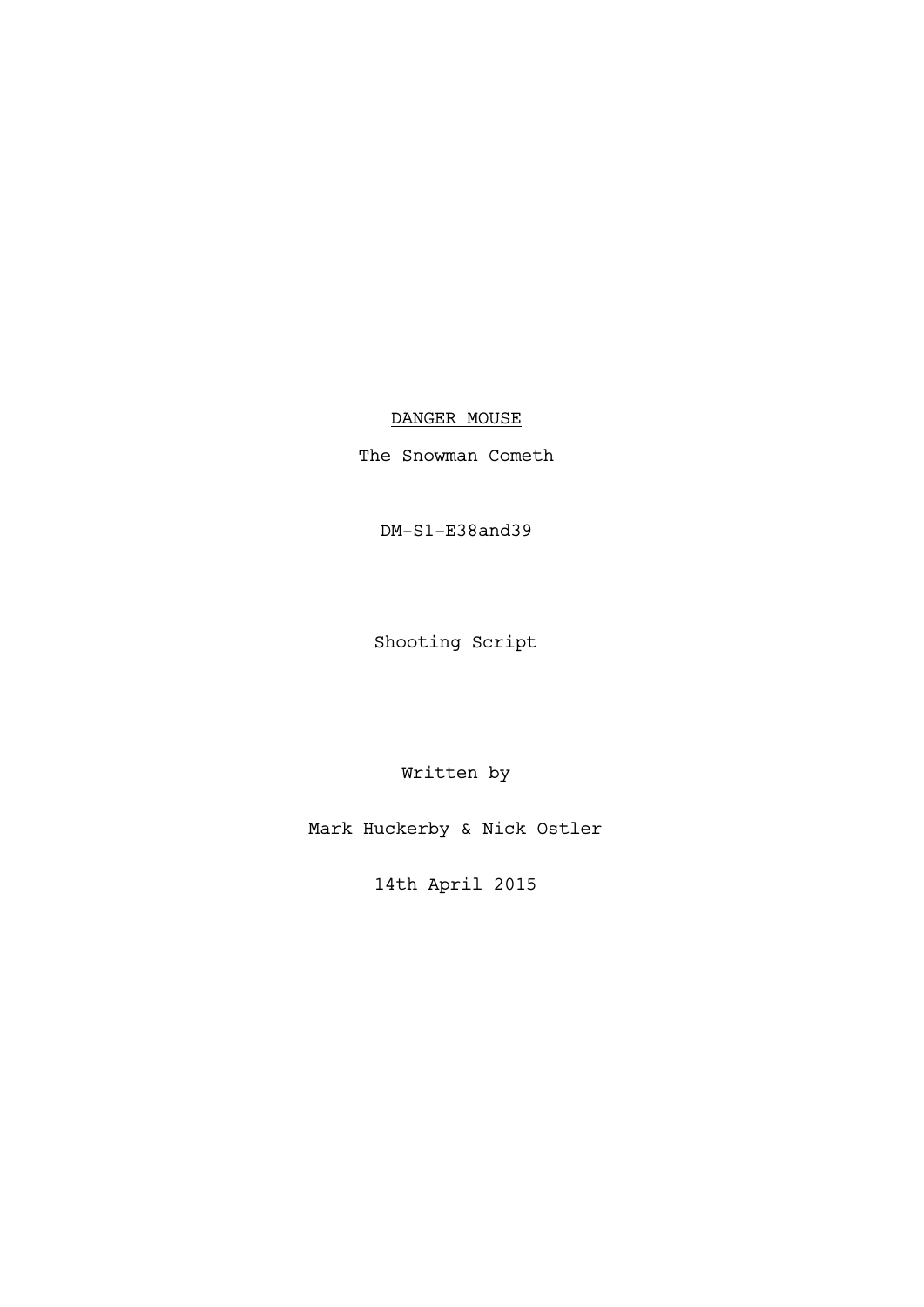<u>DANGER MOUSE</u>

The Snowman Cometh

DM-S1-E38and39

Shooting Script

Written by

Mark Huckerby & Nick Ostler

14th April 2015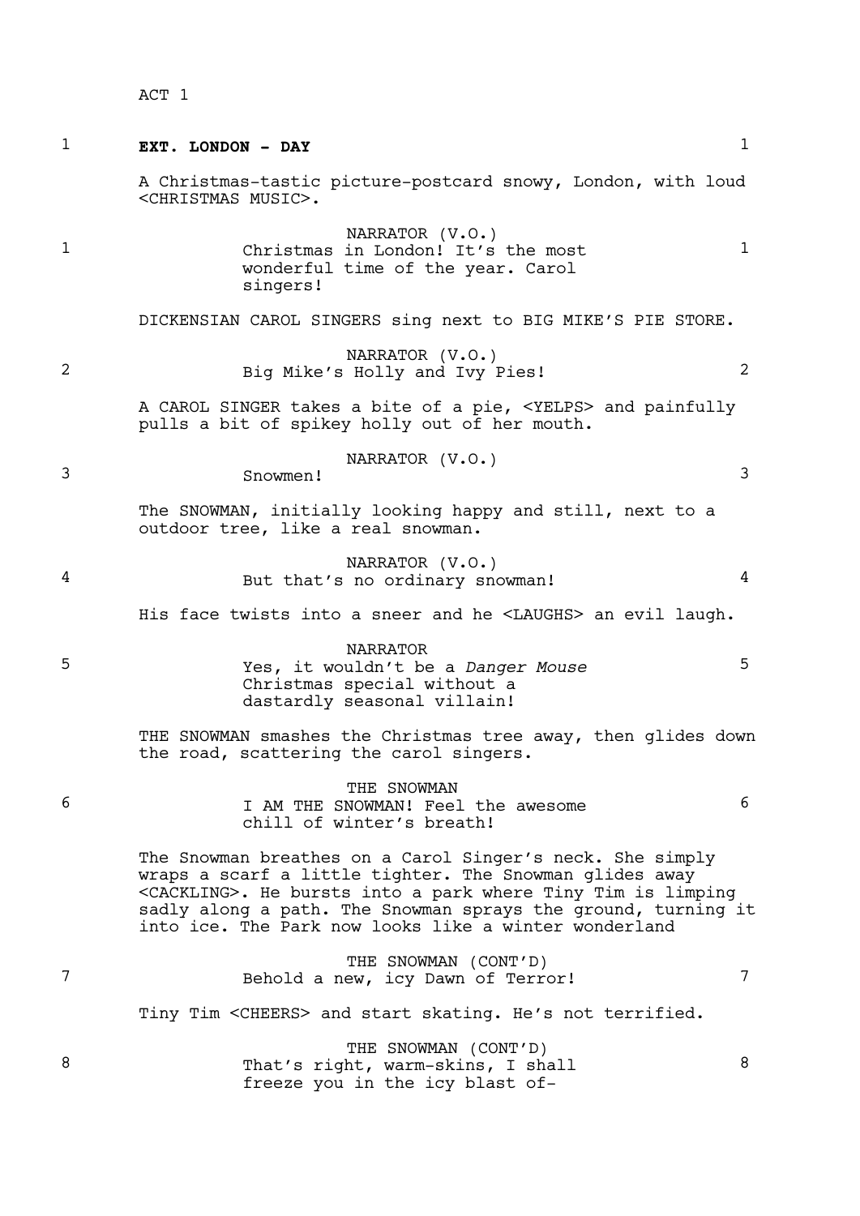ACT 1

1 **EXT. LONDON - DAY** 1

A Christmas-tastic picture-postcard snowy, London, with loud <CHRISTMAS MUSIC>.

NARRATOR (V.O.)

1 Christmas in London! It's the most wonderful time of the year. Carol singers! 1

DICKENSIAN CAROL SINGERS sing next to BIG MIKE'S PIE STORE.

NARRATOR (V.O.)

2 Big Mike's Holly and Ivy Pies! 2

A CAROL SINGER takes a bite of a pie, <YELPS> and painfully pulls a bit of spikey holly out of her mouth.

NARRATOR (V.O.)

3 Snowmen! 3

The SNOWMAN, initially looking happy and still, next to a outdoor tree, like a real snowman.

NARRATOR (V.O.)

4 But that's no ordinary snowman! 4

His face twists into a sneer and he <LAUGHS> an evil laugh.

NARRATOR

5 Yes, it wouldn't be a *Danger Mouse* Christmas special without a dastardly seasonal villain! 5

THE SNOWMAN smashes the Christmas tree away, then glides down the road, scattering the carol singers.

THE SNOWMAN

6 I AM THE SNOWMAN! Feel the awesome chill of winter's breath! 6

The Snowman breathes on a Carol Singer's neck. She simply wraps a scarf a little tighter. The Snowman glides away <CACKLING>. He bursts into a park where Tiny Tim is limping sadly along a path. The Snowman sprays the ground, turning it into ice. The Park now looks like a winter wonderland

THE SNOWMAN (CONT'D)

7 Behold a new, icy Dawn of Terror! 7

Tiny Tim <CHEERS> and start skating. He's not terrified.

THE SNOWMAN (CONT'D)

8 That's right, warm-skins, I shall freeze you in the icy blast of- 8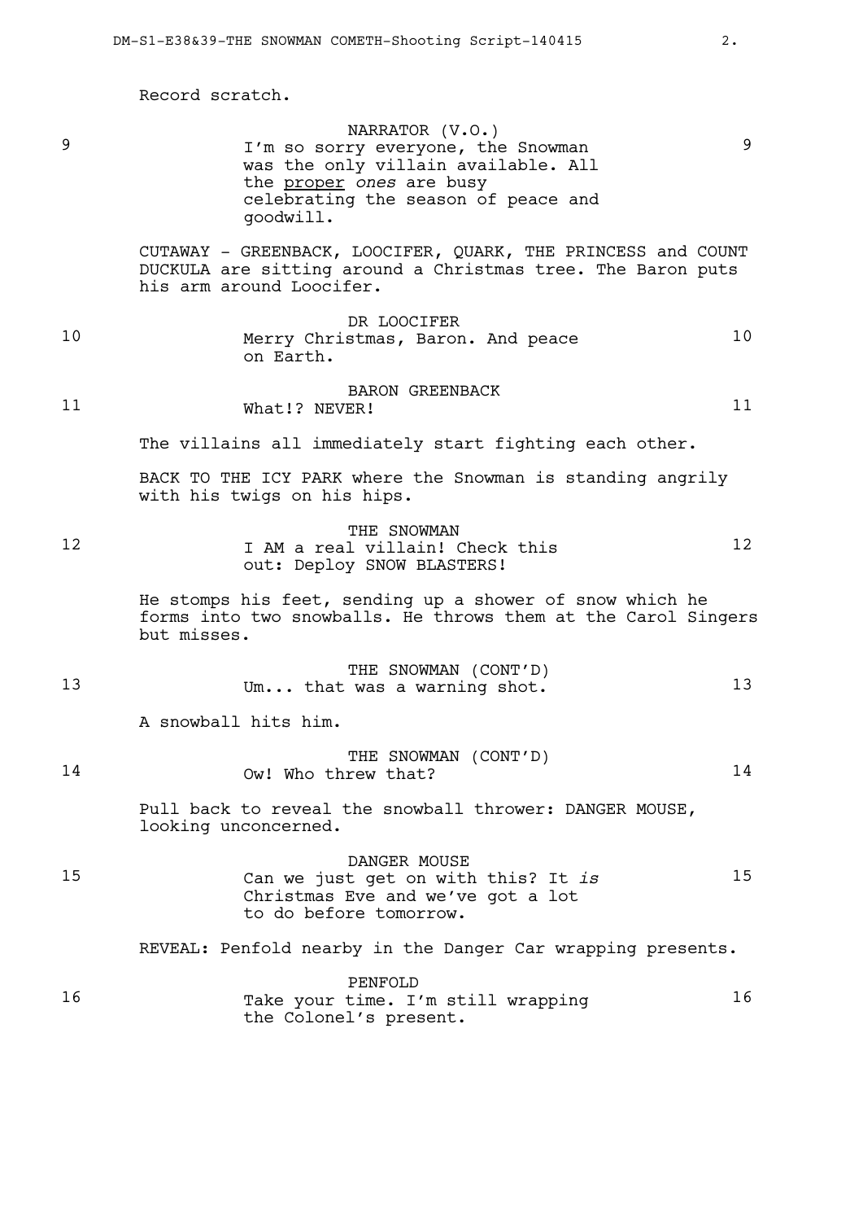Record scratch.

9 **NARRATOR (V.O.)**
I'm so sorry everyone, the Snowman was the only villain available. All the proper *ones* are busy celebrating the season of peace and goodwill. 9

CUTAWAY - GREENBACK, LOOCIFER, QUARK, THE PRINCESS and COUNT DUCKULA are sitting around a Christmas tree. The Baron puts his arm around Loocifer.

10 **DR LOOCIFER**
Merry Christmas, Baron. And peace on Earth. 10

11 **BARON GREENBACK**
What!? NEVER! 11

The villains all immediately start fighting each other.

BACK TO THE ICY PARK where the Snowman is standing angrily with his twigs on his hips.

12 **THE SNOWMAN**
I AM a real villain! Check this out: Deploy SNOW BLASTERS! 12

He stomps his feet, sending up a shower of snow which he forms into two snowballs. He throws them at the Carol Singers but misses.

13 **THE SNOWMAN (CONT'D)**
Um... that was a warning shot. 13

A snowball hits him.

14 **THE SNOWMAN (CONT'D)**
Ow! Who threw that? 14

Pull back to reveal the snowball thrower: DANGER MOUSE, looking unconcerned.

15 **DANGER MOUSE**
Can we just get on with this? It *is* Christmas Eve and we've got a lot to do before tomorrow. 15

REVEAL: Penfold nearby in the Danger Car wrapping presents.

16 **PENFOLD**
Take your time. I'm still wrapping the Colonel's present. 16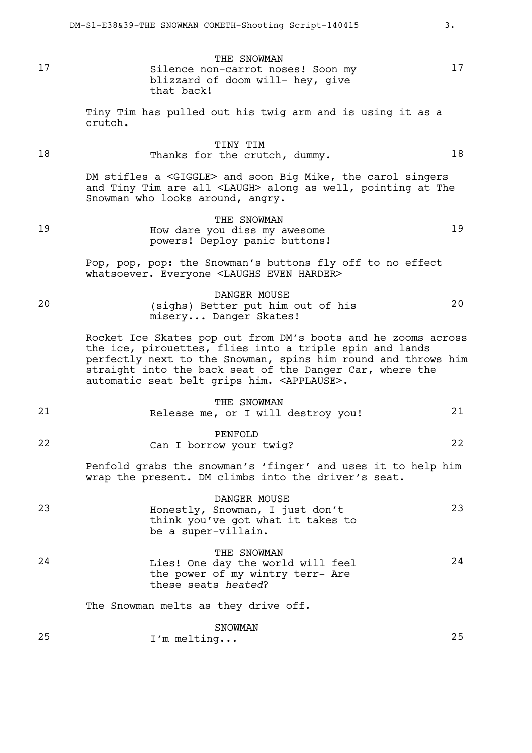17 THE SNOWMAN
Silence non-carrot noses! Soon my blizzard of doom will- hey, give that back! 17

Tiny Tim has pulled out his twig arm and is using it as a crutch.

18 TINY TIM
Thanks for the crutch, dummy. 18

DM stifles a <GIGGLE> and soon Big Mike, the carol singers and Tiny Tim are all <LAUGH> along as well, pointing at The Snowman who looks around, angry.

19 THE SNOWMAN
How dare you diss my awesome powers! Deploy panic buttons! 19

Pop, pop, pop: the Snowman's buttons fly off to no effect whatsoever. Everyone <LAUGHS EVEN HARDER>

20 DANGER MOUSE
(sighs) Better put him out of his misery... Danger Skates! 20

Rocket Ice Skates pop out from DM's boots and he zooms across the ice, pirouettes, flies into a triple spin and lands perfectly next to the Snowman, spins him round and throws him straight into the back seat of the Danger Car, where the automatic seat belt grips him. <APPLAUSE>.

21 THE SNOWMAN
Release me, or I will destroy you! 21

22 PENFOLD
Can I borrow your twig? 22

Penfold grabs the snowman's 'finger' and uses it to help him wrap the present. DM climbs into the driver's seat.

23 DANGER MOUSE
Honestly, Snowman, I just don't think you've got what it takes to be a super-villain. 23

24 THE SNOWMAN
Lies! One day the world will feel the power of my wintry terr- Are these seats *heated*? 24

The Snowman melts as they drive off.

25 SNOWMAN
I'm melting... 25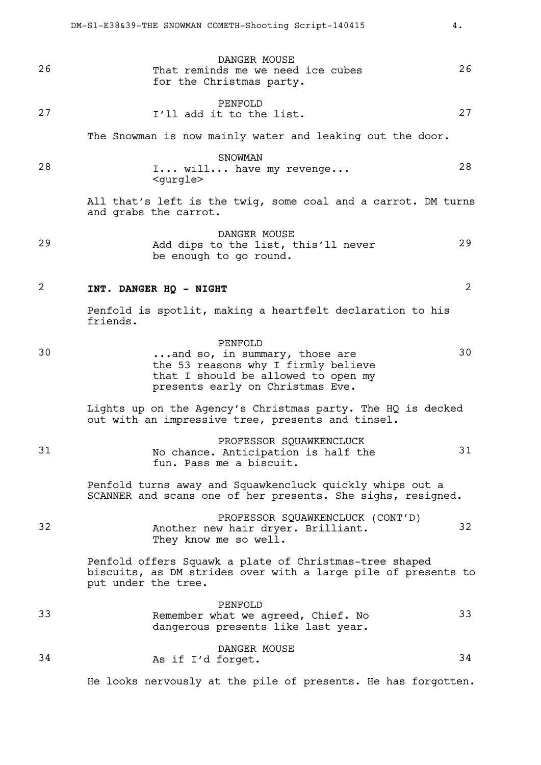26 **DANGER MOUSE**
That reminds me we need ice cubes for the Christmas party. 26

27 **PENFOLD**
I'll add it to the list. 27

The Snowman is now mainly water and leaking out the door.

28 **SNOWMAN**
I... will... have my revenge... <gurgle> 28

All that's left is the twig, some coal and a carrot. DM turns and grabs the carrot.

29 **DANGER MOUSE**
Add dips to the list, this'll never be enough to go round. 29

## 2 INT. DANGER HQ - NIGHT 2

Penfold is spotlit, making a heartfelt declaration to his friends.

30 **PENFOLD**
...and so, in summary, those are the 53 reasons why I firmly believe that I should be allowed to open my presents early on Christmas Eve. 30

Lights up on the Agency's Christmas party. The HQ is decked out with an impressive tree, presents and tinsel.

31 **PROFESSOR SQUAWKENCLUCK**
No chance. Anticipation is half the fun. Pass me a biscuit. 31

Penfold turns away and Squawkencluck quickly whips out a SCANNER and scans one of her presents. She sighs, resigned.

32 **PROFESSOR SQUAWKENCLUCK (CONT'D)**
Another new hair dryer. Brilliant. They know me so well. 32

Penfold offers Squawk a plate of Christmas-tree shaped biscuits, as DM strides over with a large pile of presents to put under the tree.

33 **PENFOLD**
Remember what we agreed, Chief. No dangerous presents like last year. 33

34 **DANGER MOUSE**
As if I'd forget. 34

He looks nervously at the pile of presents. He has forgotten.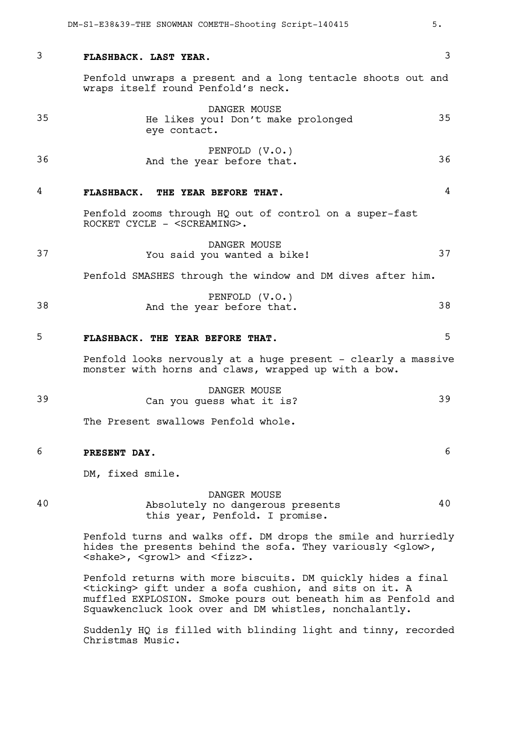3 **FLASHBACK. LAST YEAR.** 3

Penfold unwraps a present and a long tentacle shoots out and wraps itself round Penfold's neck.

35 DANGER MOUSE
He likes you! Don't make prolonged eye contact. 35

36 PENFOLD (V.O.)
And the year before that. 36

4 **FLASHBACK. THE YEAR BEFORE THAT.** 4

Penfold zooms through HQ out of control on a super-fast ROCKET CYCLE - <SCREAMING>.

37 DANGER MOUSE
You said you wanted a bike! 37

Penfold SMASHES through the window and DM dives after him.

38 PENFOLD (V.O.)
And the year before that. 38

5 **FLASHBACK. THE YEAR BEFORE THAT.** 5

Penfold looks nervously at a huge present - clearly a massive monster with horns and claws, wrapped up with a bow.

39 DANGER MOUSE
Can you guess what it is? 39

The Present swallows Penfold whole.

6 **PRESENT DAY.** 6

DM, fixed smile.

40 DANGER MOUSE
Absolutely no dangerous presents this year, Penfold. I promise. 40

Penfold turns and walks off. DM drops the smile and hurriedly hides the presents behind the sofa. They variously <glow>, <shake>, <growl> and <fizz>.

Penfold returns with more biscuits. DM quickly hides a final <ticking> gift under a sofa cushion, and sits on it. A muffled EXPLOSION. Smoke pours out beneath him as Penfold and Squawkencluck look over and DM whistles, nonchalantly.

Suddenly HQ is filled with blinding light and tinny, recorded Christmas Music.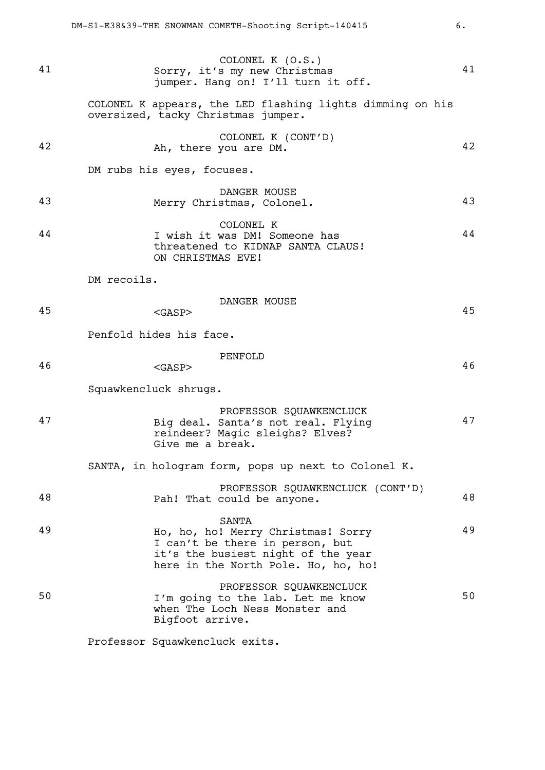41 COLONEL K (O.S.)
Sorry, it's my new Christmas jumper. Hang on! I'll turn it off. 41

COLONEL K appears, the LED flashing lights dimming on his oversized, tacky Christmas jumper.

42 COLONEL K (CONT'D)
Ah, there you are DM. 42

DM rubs his eyes, focuses.

43 DANGER MOUSE
Merry Christmas, Colonel. 43

44 COLONEL K
I wish it was DM! Someone has threatened to KIDNAP SANTA CLAUS! ON CHRISTMAS EVE! 44

DM recoils.

45 DANGER MOUSE
<GASP> 45

Penfold hides his face.

46 PENFOLD
<GASP> 46

Squawkencluck shrugs.

47 PROFESSOR SQUAWKENCLUCK
Big deal. Santa's not real. Flying reindeer? Magic sleighs? Elves? Give me a break. 47

SANTA, in hologram form, pops up next to Colonel K.

48 PROFESSOR SQUAWKENCLUCK (CONT'D)
Pah! That could be anyone. 48

49 SANTA
Ho, ho, ho! Merry Christmas! Sorry I can't be there in person, but it's the busiest night of the year here in the North Pole. Ho, ho, ho! 49

50 PROFESSOR SQUAWKENCLUCK
I'm going to the lab. Let me know when The Loch Ness Monster and Bigfoot arrive. 50

Professor Squawkencluck exits.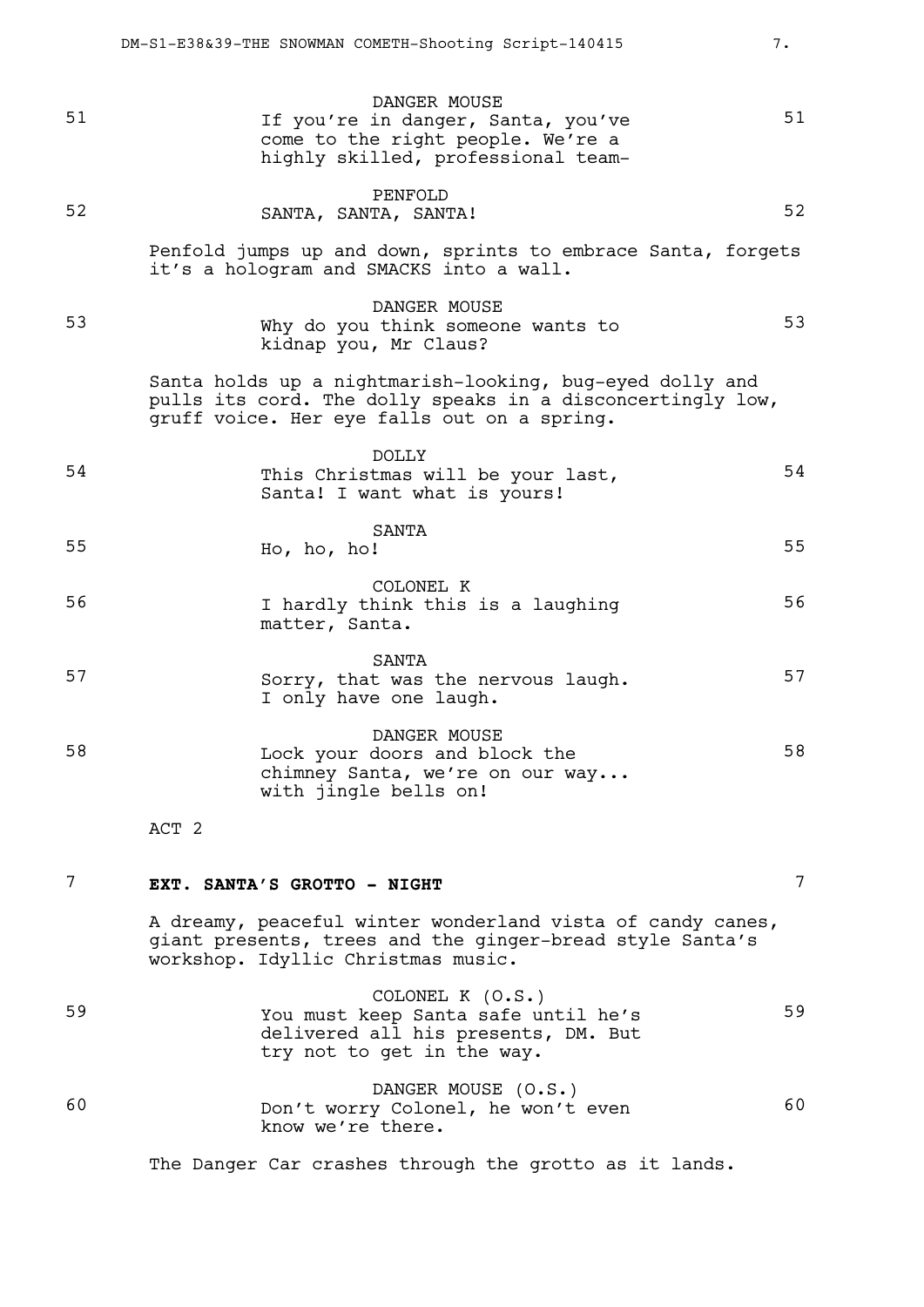DANGER MOUSE

51 If you're in danger, Santa, you've come to the right people. We're a highly skilled, professional team- 51

PENFOLD

52 SANTA, SANTA, SANTA! 52

Penfold jumps up and down, sprints to embrace Santa, forgets it's a hologram and SMACKS into a wall.

DANGER MOUSE

53 Why do you think someone wants to kidnap you, Mr Claus? 53

Santa holds up a nightmarish-looking, bug-eyed dolly and pulls its cord. The dolly speaks in a disconcertingly low, gruff voice. Her eye falls out on a spring.

DOLLY

54 This Christmas will be your last, Santa! I want what is yours! 54

SANTA

55 Ho, ho, ho! 55

COLONEL K

56 I hardly think this is a laughing matter, Santa. 56

SANTA

57 Sorry, that was the nervous laugh. I only have one laugh. 57

DANGER MOUSE

58 Lock your doors and block the chimney Santa, we're on our way... with jingle bells on! 58

ACT 2

**7 EXT. SANTA'S GROTTO - NIGHT 7**

A dreamy, peaceful winter wonderland vista of candy canes, giant presents, trees and the ginger-bread style Santa's workshop. Idyllic Christmas music.

COLONEL K (O.S.)

59 You must keep Santa safe until he's delivered all his presents, DM. But try not to get in the way. 59

DANGER MOUSE (O.S.)

60 Don't worry Colonel, he won't even know we're there. 60

The Danger Car crashes through the grotto as it lands.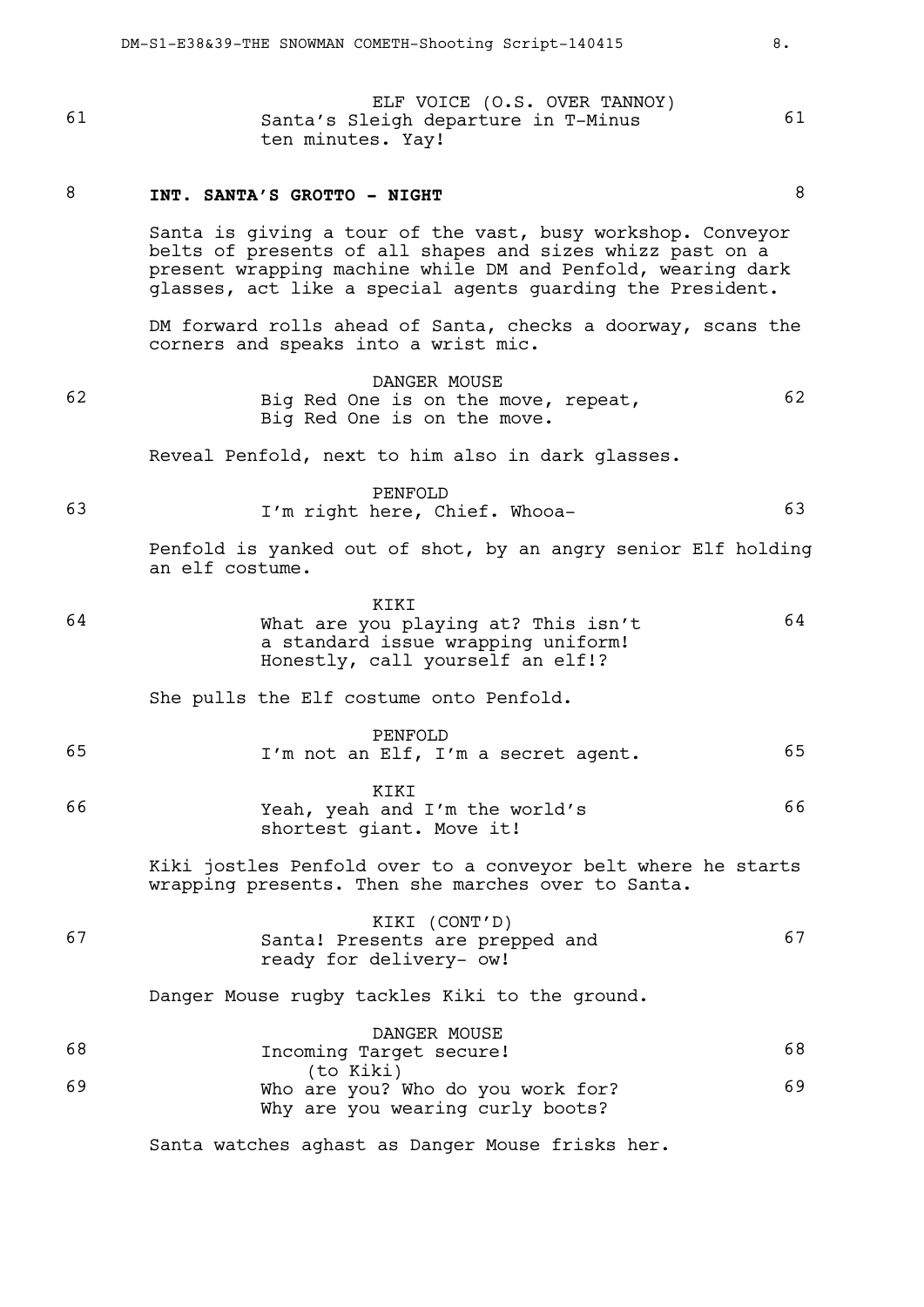ELF VOICE (O.S. OVER TANNOY)

61 Santa's Sleigh departure in T-Minus ten minutes. Yay! 61

## 8 INT. SANTA'S GROTTO - NIGHT 8

Santa is giving a tour of the vast, busy workshop. Conveyor belts of presents of all shapes and sizes whizz past on a present wrapping machine while DM and Penfold, wearing dark glasses, act like a special agents guarding the President.

DM forward rolls ahead of Santa, checks a doorway, scans the corners and speaks into a wrist mic.

DANGER MOUSE

62 Big Red One is on the move, repeat, Big Red One is on the move. 62

Reveal Penfold, next to him also in dark glasses.

PENFOLD

63 I'm right here, Chief. Whooa- 63

Penfold is yanked out of shot, by an angry senior Elf holding an elf costume.

KIKI

64 What are you playing at? This isn't a standard issue wrapping uniform! Honestly, call yourself an elf!? 64

She pulls the Elf costume onto Penfold.

PENFOLD

65 I'm not an Elf, I'm a secret agent. 65

KIKI

66 Yeah, yeah and I'm the world's shortest giant. Move it! 66

Kiki jostles Penfold over to a conveyor belt where he starts wrapping presents. Then she marches over to Santa.

KIKI (CONT'D)

67 Santa! Presents are prepped and ready for delivery- ow! 67

Danger Mouse rugby tackles Kiki to the ground.

DANGER MOUSE

68 Incoming Target secure! 68

(to Kiki)

69 Who are you? Who do you work for? Why are you wearing curly boots? 69

Santa watches aghast as Danger Mouse frisks her.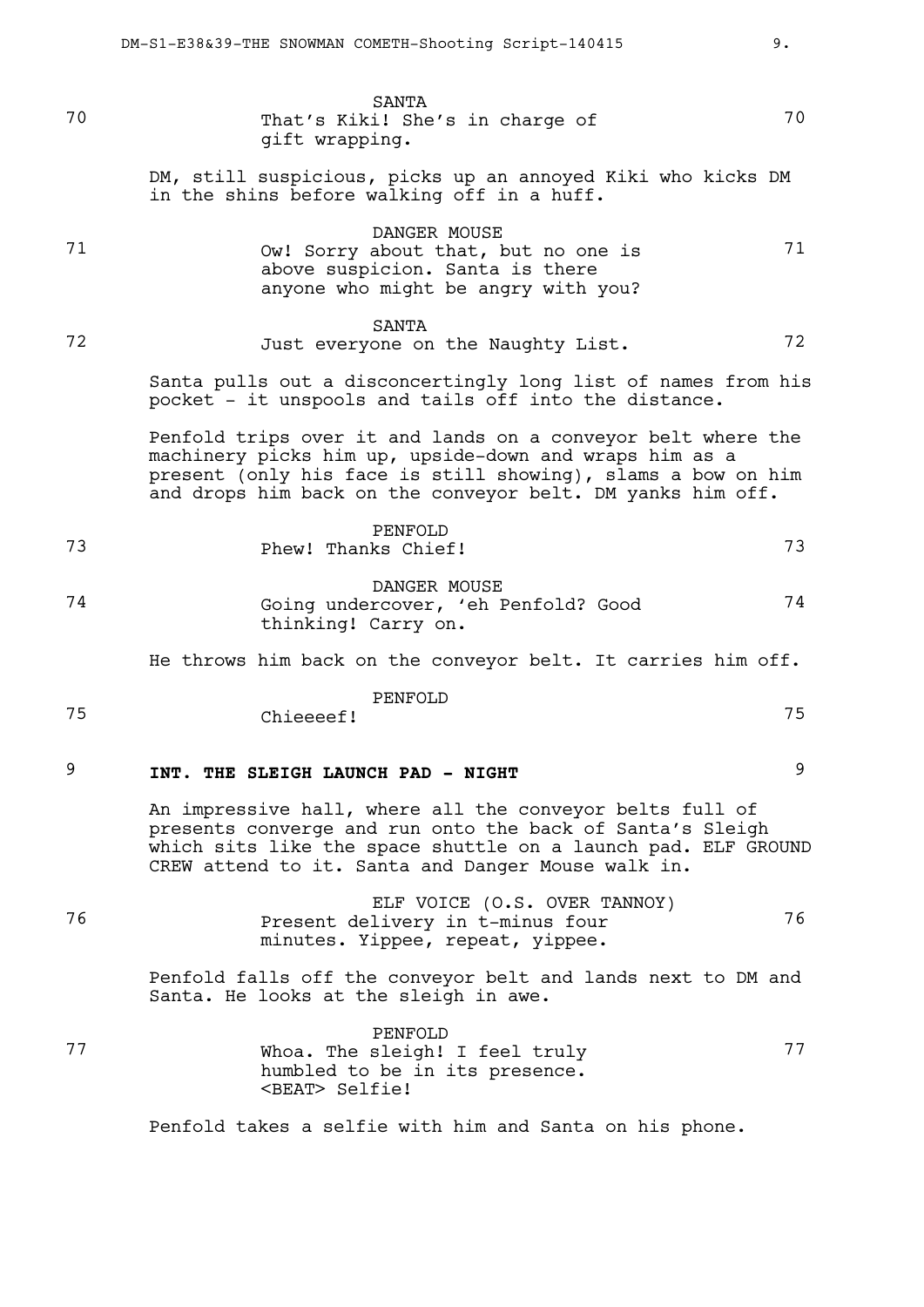70 **SANTA** 70
That's Kiki! She's in charge of gift wrapping.

DM, still suspicious, picks up an annoyed Kiki who kicks DM in the shins before walking off in a huff.

71 **DANGER MOUSE** 71
Ow! Sorry about that, but no one is above suspicion. Santa is there anyone who might be angry with you?

72 **SANTA** 72
Just everyone on the Naughty List.

Santa pulls out a disconcertingly long list of names from his pocket - it unspools and tails off into the distance.

Penfold trips over it and lands on a conveyor belt where the machinery picks him up, upside-down and wraps him as a present (only his face is still showing), slams a bow on him and drops him back on the conveyor belt. DM yanks him off.

73 **PENFOLD** 73
Phew! Thanks Chief!

74 **DANGER MOUSE** 74
Going undercover, 'eh Penfold? Good thinking! Carry on.

He throws him back on the conveyor belt. It carries him off.

75 **PENFOLD** 75
Chieeeef!

## 9 INT. THE SLEIGH LAUNCH PAD - NIGHT 9

An impressive hall, where all the conveyor belts full of presents converge and run onto the back of Santa's Sleigh which sits like the space shuttle on a launch pad. ELF GROUND CREW attend to it. Santa and Danger Mouse walk in.

76 **ELF VOICE (O.S. OVER TANNOY)** 76
Present delivery in t-minus four minutes. Yippee, repeat, yippee.

Penfold falls off the conveyor belt and lands next to DM and Santa. He looks at the sleigh in awe.

77 **PENFOLD** 77
Whoa. The sleigh! I feel truly humbled to be in its presence. <BEAT> Selfie!

Penfold takes a selfie with him and Santa on his phone.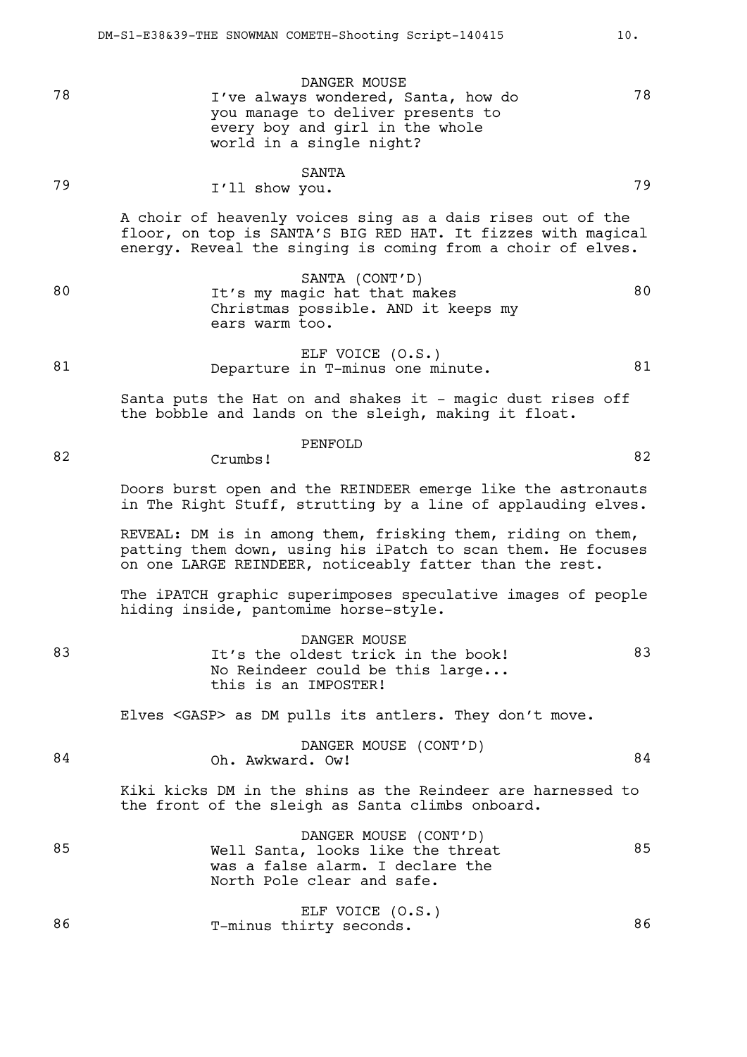78 DANGER MOUSE
I've always wondered, Santa, how do you manage to deliver presents to every boy and girl in the whole world in a single night? 78

79 SANTA
I'll show you. 79

A choir of heavenly voices sing as a dais rises out of the floor, on top is SANTA'S BIG RED HAT. It fizzes with magical energy. Reveal the singing is coming from a choir of elves.

80 SANTA (CONT'D)
It's my magic hat that makes Christmas possible. AND it keeps my ears warm too. 80

81 ELF VOICE (O.S.)
Departure in T-minus one minute. 81

Santa puts the Hat on and shakes it - magic dust rises off the bobble and lands on the sleigh, making it float.

82 PENFOLD
Crumbs! 82

Doors burst open and the REINDEER emerge like the astronauts in The Right Stuff, strutting by a line of applauding elves.

REVEAL: DM is in among them, frisking them, riding on them, patting them down, using his iPatch to scan them. He focuses on one LARGE REINDEER, noticeably fatter than the rest.

The iPATCH graphic superimposes speculative images of people hiding inside, pantomime horse-style.

83 DANGER MOUSE
It's the oldest trick in the book! No Reindeer could be this large... this is an IMPOSTER! 83

Elves <GASP> as DM pulls its antlers. They don't move.

84 DANGER MOUSE (CONT'D)
Oh. Awkward. Ow! 84

Kiki kicks DM in the shins as the Reindeer are harnessed to the front of the sleigh as Santa climbs onboard.

85 DANGER MOUSE (CONT'D)
Well Santa, looks like the threat was a false alarm. I declare the North Pole clear and safe. 85

86 ELF VOICE (O.S.)
T-minus thirty seconds. 86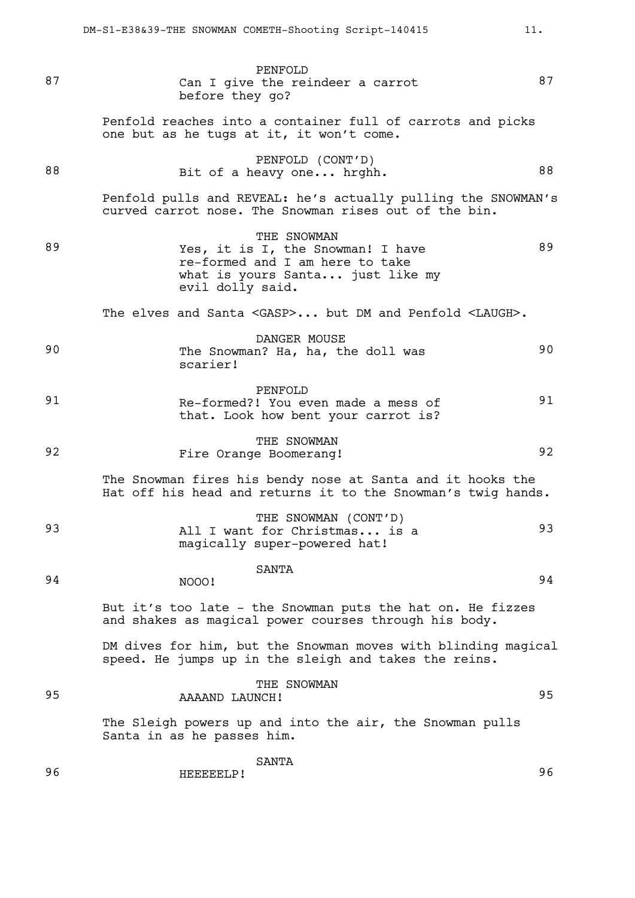87 PENFOLD
Can I give the reindeer a carrot before they go? 87

Penfold reaches into a container full of carrots and picks one but as he tugs at it, it won't come.

88 PENFOLD (CONT'D)
Bit of a heavy one... hrghh. 88

Penfold pulls and REVEAL: he's actually pulling the SNOWMAN's curved carrot nose. The Snowman rises out of the bin.

89 THE SNOWMAN
Yes, it is I, the Snowman! I have re-formed and I am here to take what is yours Santa... just like my evil dolly said. 89

The elves and Santa <GASP>... but DM and Penfold <LAUGH>.

90 DANGER MOUSE
The Snowman? Ha, ha, the doll was scarier! 90

91 PENFOLD
Re-formed?! You even made a mess of that. Look how bent your carrot is? 91

92 THE SNOWMAN
Fire Orange Boomerang! 92

The Snowman fires his bendy nose at Santa and it hooks the Hat off his head and returns it to the Snowman's twig hands.

93 THE SNOWMAN (CONT'D)
All I want for Christmas... is a magically super-powered hat! 93

94 SANTA
NOOO! 94

But it's too late - the Snowman puts the hat on. He fizzes and shakes as magical power courses through his body.

DM dives for him, but the Snowman moves with blinding magical speed. He jumps up in the sleigh and takes the reins.

95 THE SNOWMAN
AAAAND LAUNCH! 95

The Sleigh powers up and into the air, the Snowman pulls Santa in as he passes him.

96 SANTA
HEEEEELP! 96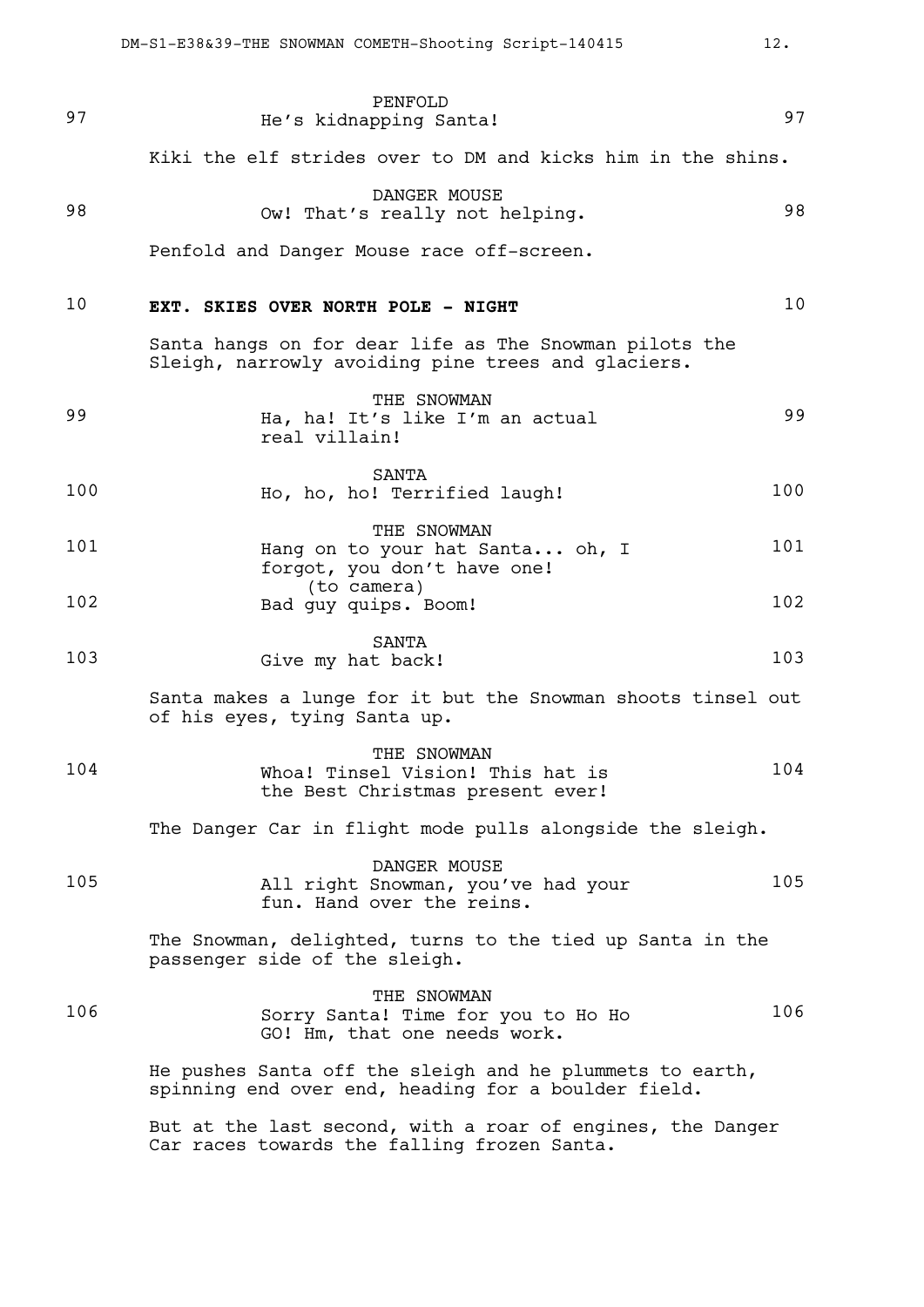PENFOLD
97 He's kidnapping Santa! 97

Kiki the elf strides over to DM and kicks him in the shins.

DANGER MOUSE
98 Ow! That's really not helping. 98

Penfold and Danger Mouse race off-screen.

**10 EXT. SKIES OVER NORTH POLE - NIGHT 10**

Santa hangs on for dear life as The Snowman pilots the Sleigh, narrowly avoiding pine trees and glaciers.

THE SNOWMAN
99 Ha, ha! It's like I'm an actual real villain! 99

SANTA
100 Ho, ho, ho! Terrified laugh! 100

THE SNOWMAN
101 Hang on to your hat Santa... oh, I forgot, you don't have one! 101
(to camera)
102 Bad guy quips. Boom! 102

SANTA
103 Give my hat back! 103

Santa makes a lunge for it but the Snowman shoots tinsel out of his eyes, tying Santa up.

THE SNOWMAN
104 Whoa! Tinsel Vision! This hat is the Best Christmas present ever! 104

The Danger Car in flight mode pulls alongside the sleigh.

DANGER MOUSE
105 All right Snowman, you've had your fun. Hand over the reins. 105

The Snowman, delighted, turns to the tied up Santa in the passenger side of the sleigh.

THE SNOWMAN
106 Sorry Santa! Time for you to Ho Ho GO! Hm, that one needs work. 106

He pushes Santa off the sleigh and he plummets to earth, spinning end over end, heading for a boulder field.

But at the last second, with a roar of engines, the Danger Car races towards the falling frozen Santa.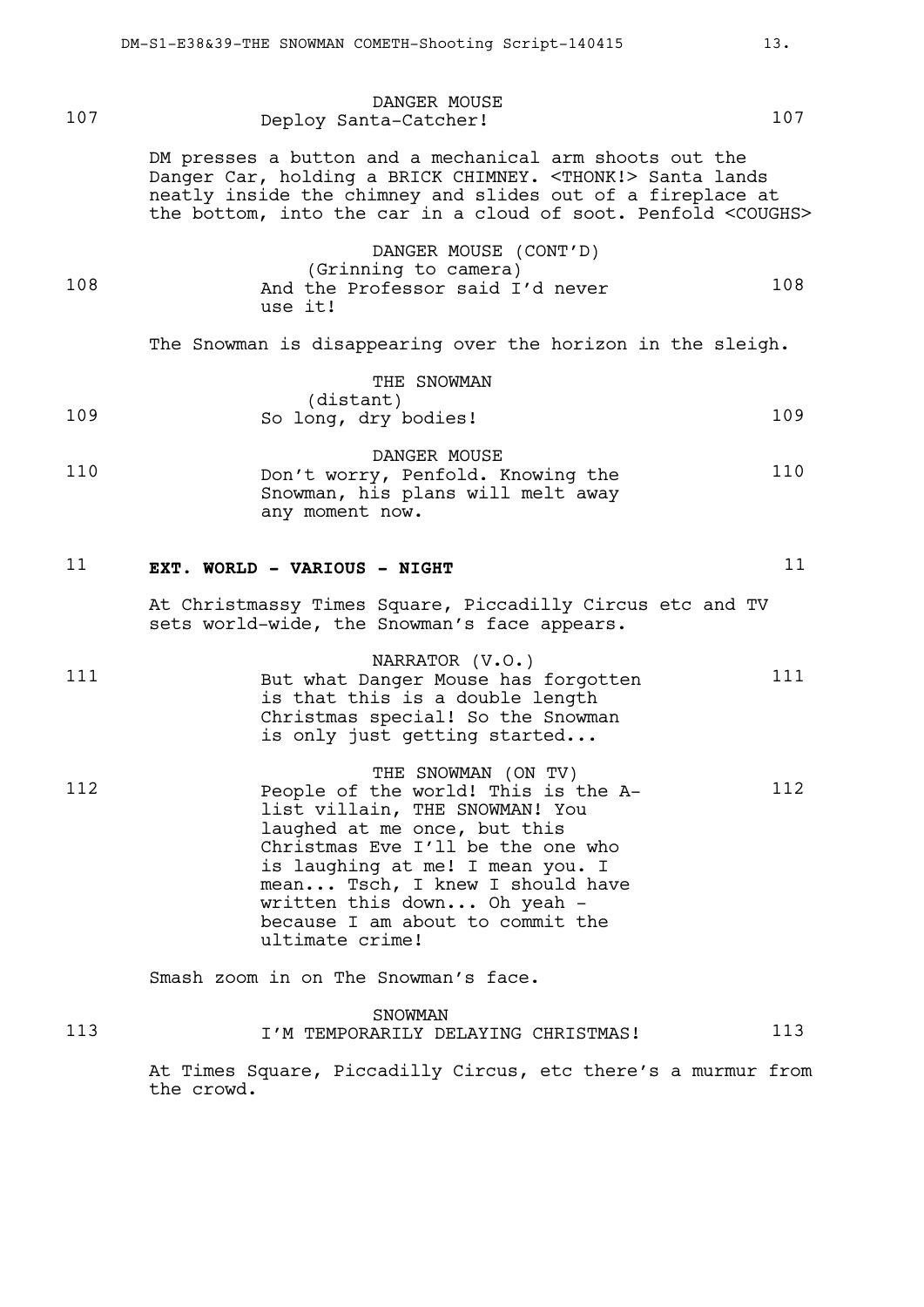107 DANGER MOUSE
Deploy Santa-Catcher! 107

DM presses a button and a mechanical arm shoots out the Danger Car, holding a BRICK CHIMNEY. <THONK!> Santa lands neatly inside the chimney and slides out of a fireplace at the bottom, into the car in a cloud of soot. Penfold <COUGHS>

108 DANGER MOUSE (CONT'D)
(Grinning to camera)
And the Professor said I'd never use it! 108

The Snowman is disappearing over the horizon in the sleigh.

109 THE SNOWMAN
(distant)
So long, dry bodies! 109

110 DANGER MOUSE
Don't worry, Penfold. Knowing the Snowman, his plans will melt away any moment now. 110

## 11 EXT. WORLD - VARIOUS - NIGHT 11

At Christmassy Times Square, Piccadilly Circus etc and TV sets world-wide, the Snowman's face appears.

111 NARRATOR (V.O.)
But what Danger Mouse has forgotten is that this is a double length Christmas special! So the Snowman is only just getting started... 111

112 THE SNOWMAN (ON TV)
People of the world! This is the A-list villain, THE SNOWMAN! You laughed at me once, but this Christmas Eve I'll be the one who is laughing at me! I mean you. I mean... Tsch, I knew I should have written this down... Oh yeah - because I am about to commit the ultimate crime! 112

Smash zoom in on The Snowman's face.

113 SNOWMAN
I'M TEMPORARILY DELAYING CHRISTMAS! 113

At Times Square, Piccadilly Circus, etc there's a murmur from the crowd.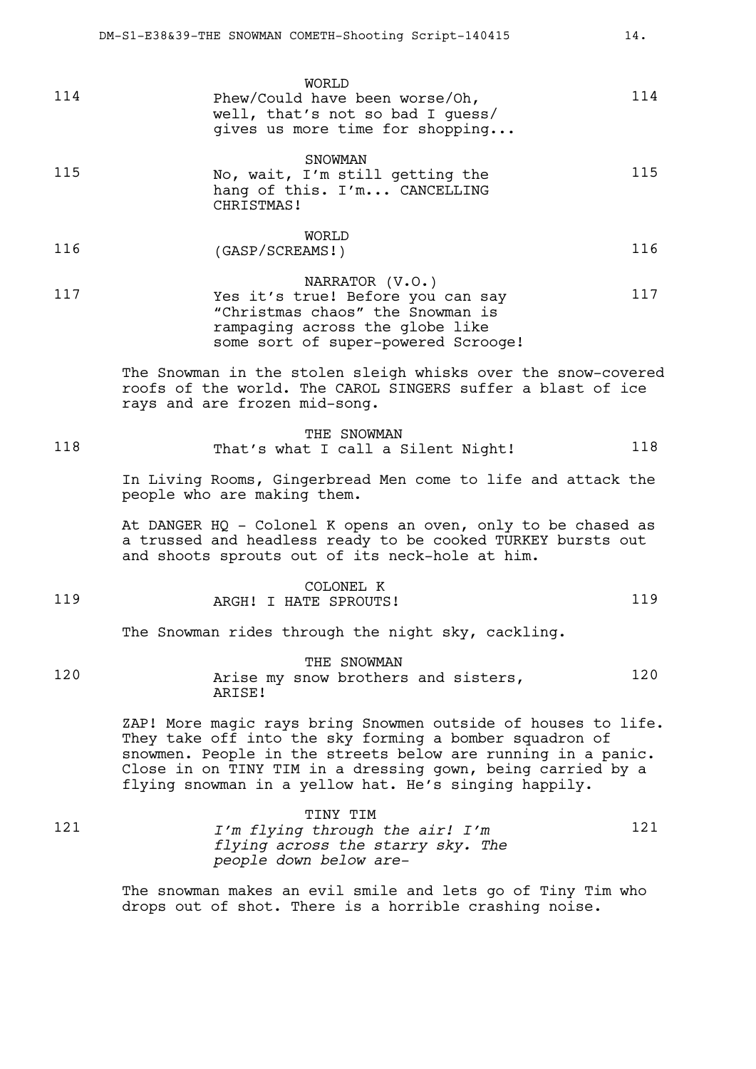114 WORLD
Phew/Could have been worse/Oh, well, that's not so bad I guess/ gives us more time for shopping... 114

115 SNOWMAN
No, wait, I'm still getting the hang of this. I'm... CANCELLING CHRISTMAS! 115

116 WORLD
(GASP/SCREAMS!) 116

117 NARRATOR (V.O.)
Yes it's true! Before you can say "Christmas chaos" the Snowman is rampaging across the globe like some sort of super-powered Scrooge! 117

The Snowman in the stolen sleigh whisks over the snow-covered roofs of the world. The CAROL SINGERS suffer a blast of ice rays and are frozen mid-song.

118 THE SNOWMAN
That's what I call a Silent Night! 118

In Living Rooms, Gingerbread Men come to life and attack the people who are making them.

At DANGER HQ - Colonel K opens an oven, only to be chased as a trussed and headless ready to be cooked TURKEY bursts out and shoots sprouts out of its neck-hole at him.

119 COLONEL K
ARGH! I HATE SPROUTS! 119

The Snowman rides through the night sky, cackling.

120 THE SNOWMAN
Arise my snow brothers and sisters, ARISE! 120

ZAP! More magic rays bring Snowmen outside of houses to life. They take off into the sky forming a bomber squadron of snowmen. People in the streets below are running in a panic. Close in on TINY TIM in a dressing gown, being carried by a flying snowman in a yellow hat. He's singing happily.

121 TINY TIM
*I'm flying through the air! I'm flying across the starry sky. The people down below are-* 121

The snowman makes an evil smile and lets go of Tiny Tim who drops out of shot. There is a horrible crashing noise.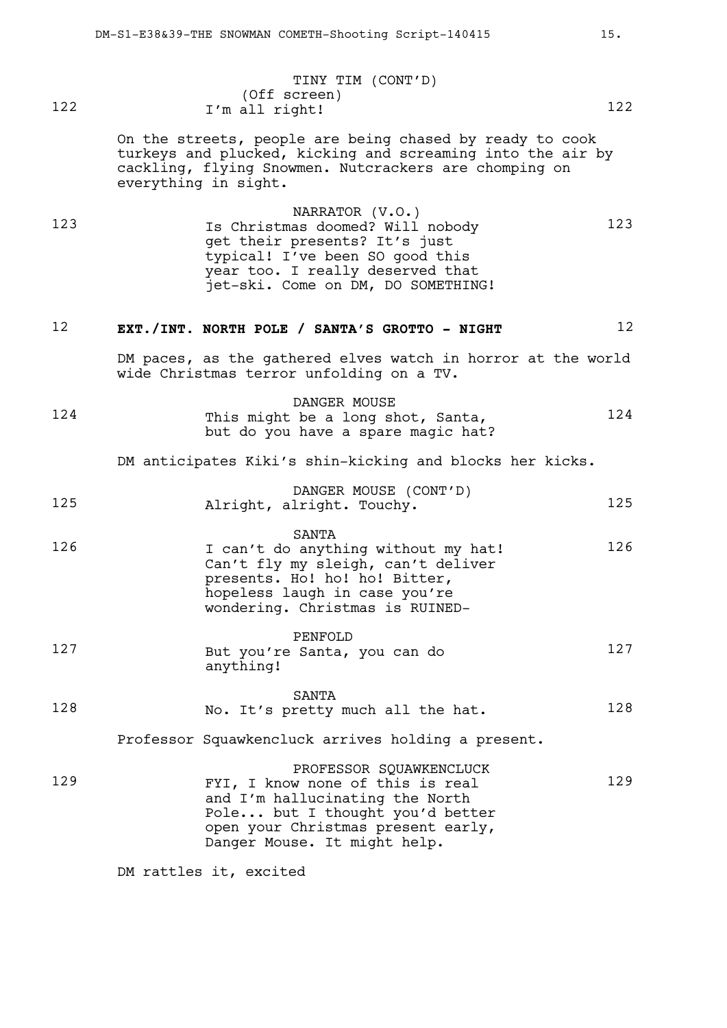TINY TIM (CONT'D)
(Off screen)
122 I'm all right! 122

On the streets, people are being chased by ready to cook turkeys and plucked, kicking and screaming into the air by cackling, flying Snowmen. Nutcrackers are chomping on everything in sight.

NARRATOR (V.O.)
123 Is Christmas doomed? Will nobody get their presents? It's just typical! I've been SO good this year too. I really deserved that jet-ski. Come on DM, DO SOMETHING! 123

12 **EXT./INT. NORTH POLE / SANTA'S GROTTO - NIGHT** 12

DM paces, as the gathered elves watch in horror at the world wide Christmas terror unfolding on a TV.

DANGER MOUSE
124 This might be a long shot, Santa, but do you have a spare magic hat? 124

DM anticipates Kiki's shin-kicking and blocks her kicks.

DANGER MOUSE (CONT'D)
125 Alright, alright. Touchy. 125

SANTA
126 I can't do anything without my hat! Can't fly my sleigh, can't deliver presents. Ho! ho! ho! Bitter, hopeless laugh in case you're wondering. Christmas is RUINED- 126

PENFOLD
127 But you're Santa, you can do anything! 127

SANTA
128 No. It's pretty much all the hat. 128

Professor Squawkencluck arrives holding a present.

PROFESSOR SQUAWKENCLUCK
129 FYI, I know none of this is real and I'm hallucinating the North Pole... but I thought you'd better open your Christmas present early, Danger Mouse. It might help. 129

DM rattles it, excited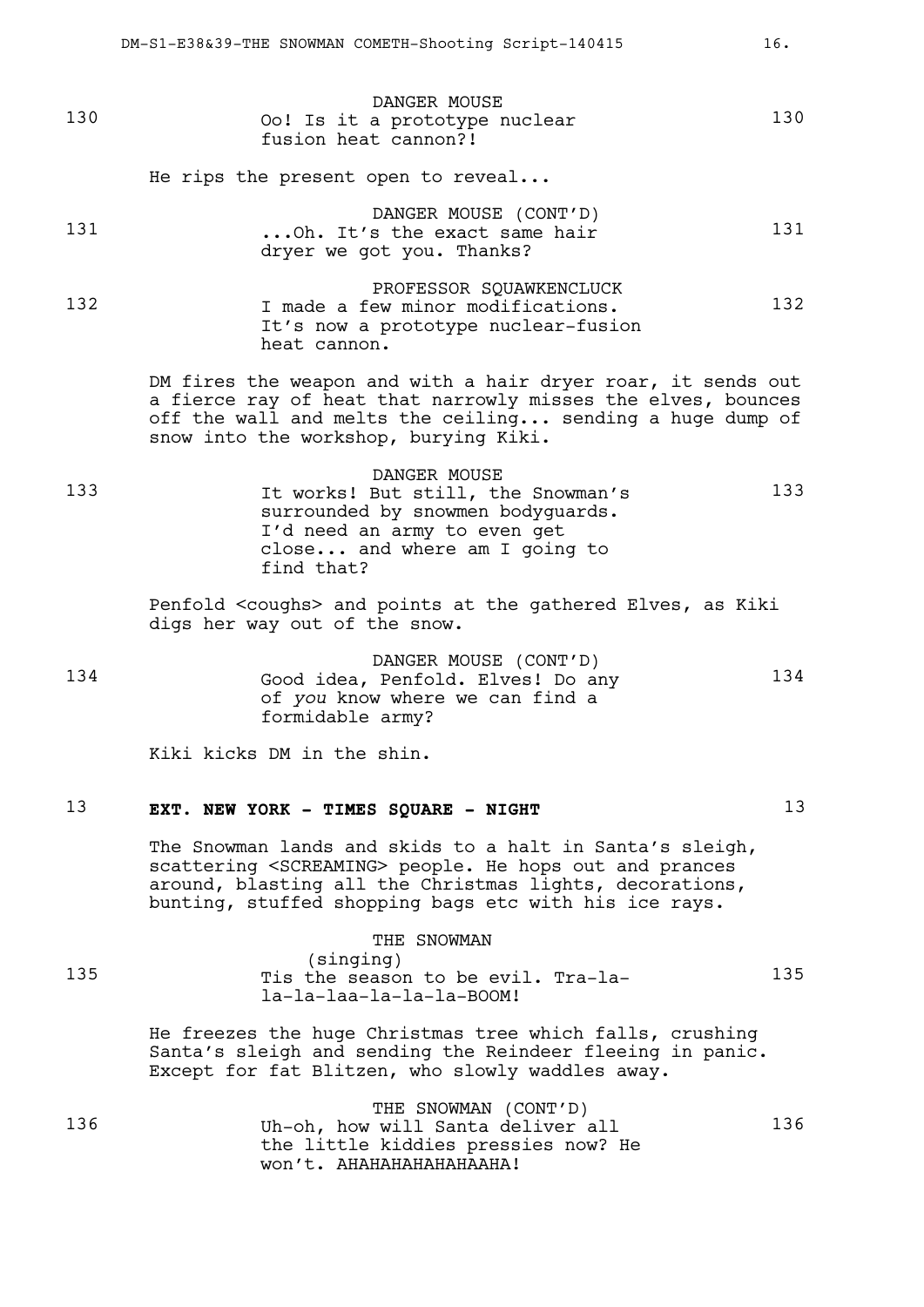130 DANGER MOUSE
Oo! Is it a prototype nuclear fusion heat cannon?! 130

He rips the present open to reveal...

131 DANGER MOUSE (CONT'D)
...Oh. It's the exact same hair dryer we got you. Thanks? 131

132 PROFESSOR SQUAWKENCLUCK
I made a few minor modifications. It's now a prototype nuclear-fusion heat cannon. 132

DM fires the weapon and with a hair dryer roar, it sends out a fierce ray of heat that narrowly misses the elves, bounces off the wall and melts the ceiling... sending a huge dump of snow into the workshop, burying Kiki.

133 DANGER MOUSE
It works! But still, the Snowman's surrounded by snowmen bodyguards. I'd need an army to even get close... and where am I going to find that? 133

Penfold <coughs> and points at the gathered Elves, as Kiki digs her way out of the snow.

134 DANGER MOUSE (CONT'D)
Good idea, Penfold. Elves! Do any of *you* know where we can find a formidable army? 134

Kiki kicks DM in the shin.

## 13 EXT. NEW YORK - TIMES SQUARE - NIGHT 13

The Snowman lands and skids to a halt in Santa's sleigh, scattering <SCREAMING> people. He hops out and prances around, blasting all the Christmas lights, decorations, bunting, stuffed shopping bags etc with his ice rays.

135 THE SNOWMAN
(singing)
Tis the season to be evil. Tra-la-la-la-laa-la-la-la-BOOM! 135

He freezes the huge Christmas tree which falls, crushing Santa's sleigh and sending the Reindeer fleeing in panic. Except for fat Blitzen, who slowly waddles away.

136 THE SNOWMAN (CONT'D)
Uh-oh, how will Santa deliver all the little kiddies pressies now? He won't. AHAHAHAHAHAHAAHA! 136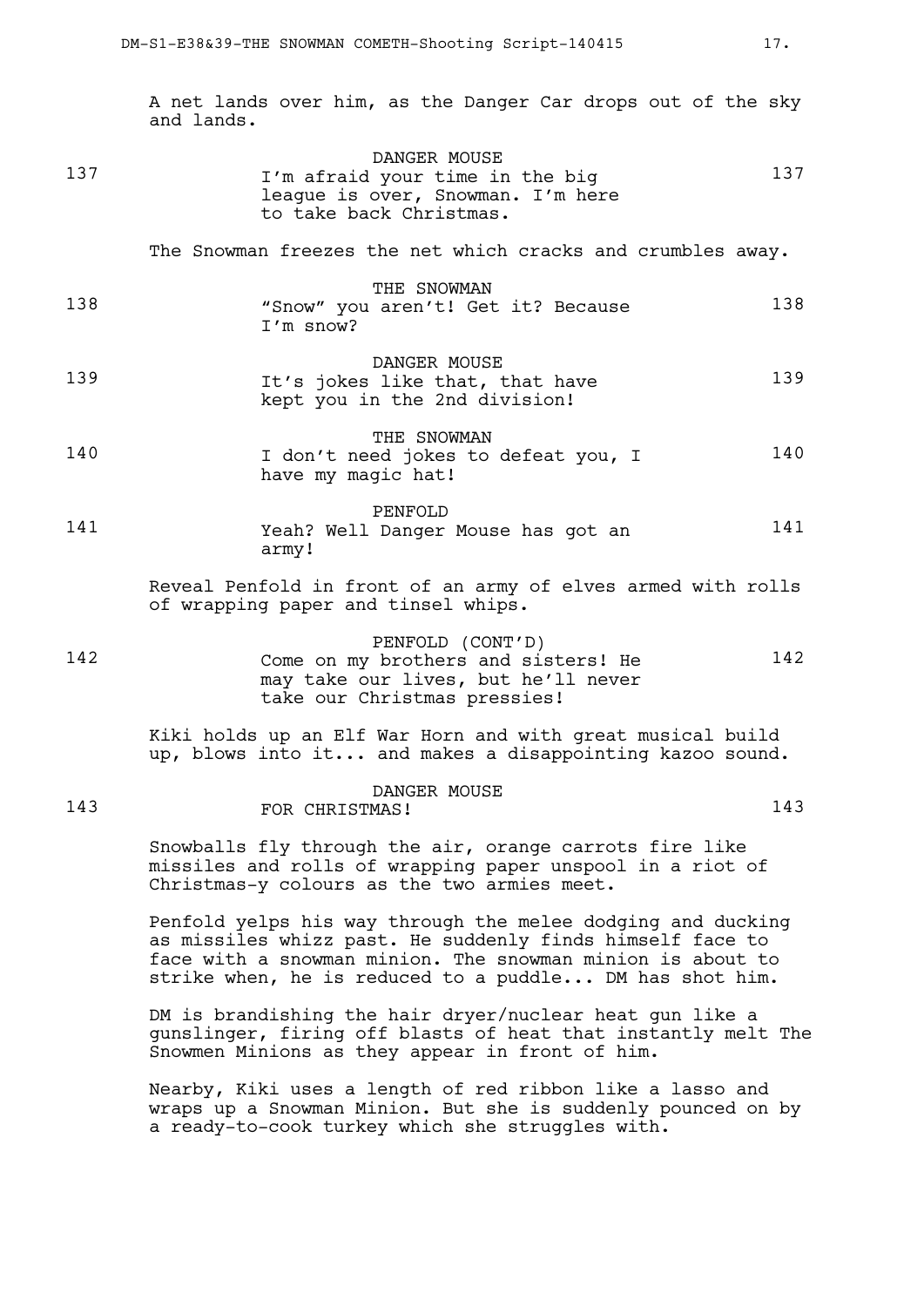A net lands over him, as the Danger Car drops out of the sky and lands.

137 DANGER MOUSE
I'm afraid your time in the big league is over, Snowman. I'm here to take back Christmas. 137

The Snowman freezes the net which cracks and crumbles away.

138 THE SNOWMAN
"Snow" you aren't! Get it? Because I'm snow? 138

139 DANGER MOUSE
It's jokes like that, that have kept you in the 2nd division! 139

140 THE SNOWMAN
I don't need jokes to defeat you, I have my magic hat! 140

141 PENFOLD
Yeah? Well Danger Mouse has got an army! 141

Reveal Penfold in front of an army of elves armed with rolls of wrapping paper and tinsel whips.

142 PENFOLD (CONT'D)
Come on my brothers and sisters! He may take our lives, but he'll never take our Christmas pressies! 142

Kiki holds up an Elf War Horn and with great musical build up, blows into it... and makes a disappointing kazoo sound.

143 DANGER MOUSE
FOR CHRISTMAS! 143

Snowballs fly through the air, orange carrots fire like missiles and rolls of wrapping paper unspool in a riot of Christmas-y colours as the two armies meet.

Penfold yelps his way through the melee dodging and ducking as missiles whizz past. He suddenly finds himself face to face with a snowman minion. The snowman minion is about to strike when, he is reduced to a puddle... DM has shot him.

DM is brandishing the hair dryer/nuclear heat gun like a gunslinger, firing off blasts of heat that instantly melt The Snowmen Minions as they appear in front of him.

Nearby, Kiki uses a length of red ribbon like a lasso and wraps up a Snowman Minion. But she is suddenly pounced on by a ready-to-cook turkey which she struggles with.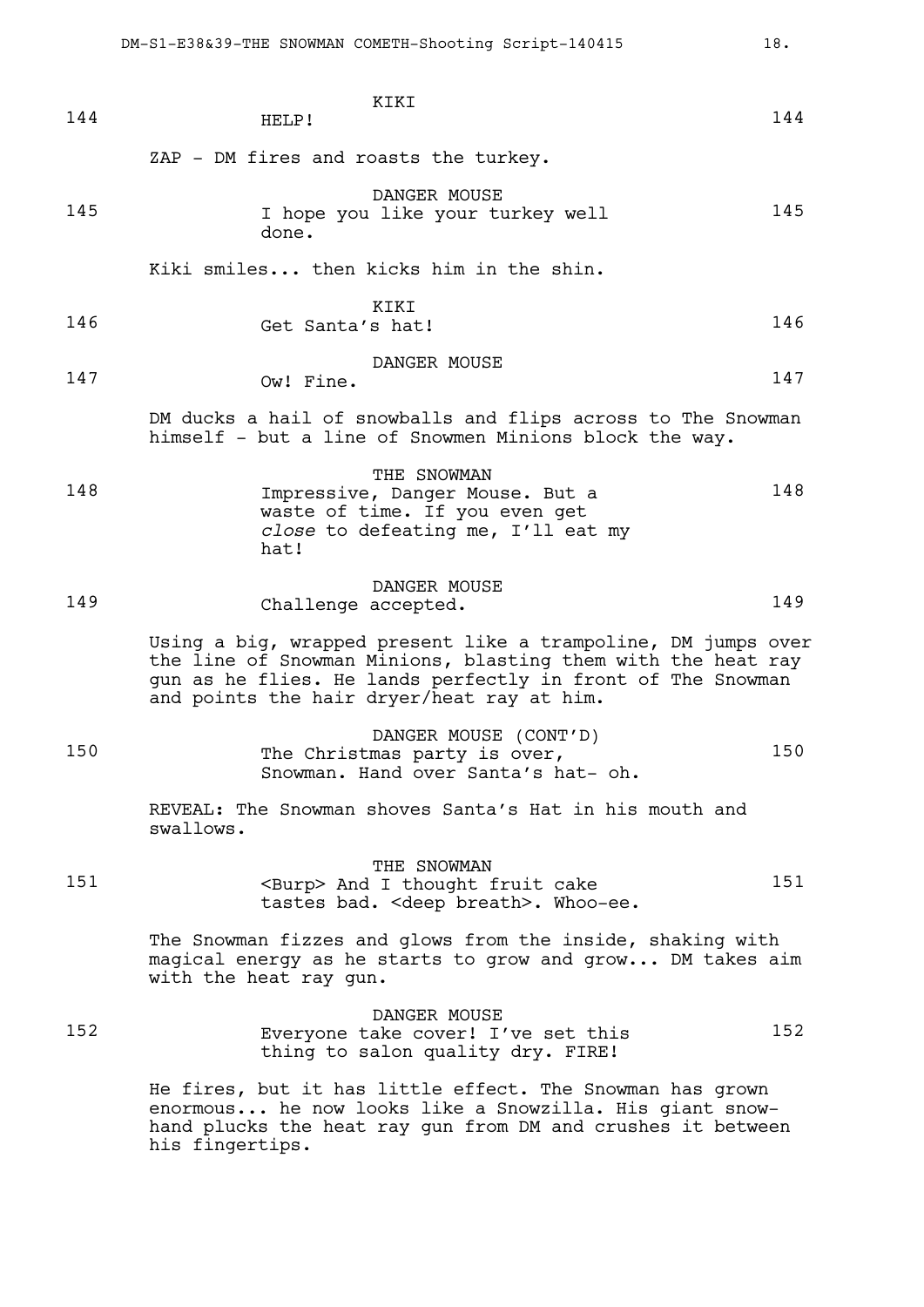KIKI
144 HELP! 144

ZAP - DM fires and roasts the turkey.

DANGER MOUSE
145 I hope you like your turkey well done. 145

Kiki smiles... then kicks him in the shin.

KIKI
146 Get Santa's hat! 146

DANGER MOUSE
147 Ow! Fine. 147

DM ducks a hail of snowballs and flips across to The Snowman himself - but a line of Snowmen Minions block the way.

THE SNOWMAN
148 Impressive, Danger Mouse. But a waste of time. If you even get *close* to defeating me, I'll eat my hat! 148

DANGER MOUSE
149 Challenge accepted. 149

Using a big, wrapped present like a trampoline, DM jumps over the line of Snowman Minions, blasting them with the heat ray gun as he flies. He lands perfectly in front of The Snowman and points the hair dryer/heat ray at him.

DANGER MOUSE (CONT'D)
150 The Christmas party is over, Snowman. Hand over Santa's hat- oh. 150

REVEAL: The Snowman shoves Santa's Hat in his mouth and swallows.

THE SNOWMAN
151 <Burp> And I thought fruit cake tastes bad. <deep breath>. Whoo-ee. 151

The Snowman fizzes and glows from the inside, shaking with magical energy as he starts to grow and grow... DM takes aim with the heat ray gun.

DANGER MOUSE
152 Everyone take cover! I've set this thing to salon quality dry. FIRE! 152

He fires, but it has little effect. The Snowman has grown enormous... he now looks like a Snowzilla. His giant snow-hand plucks the heat ray gun from DM and crushes it between his fingertips.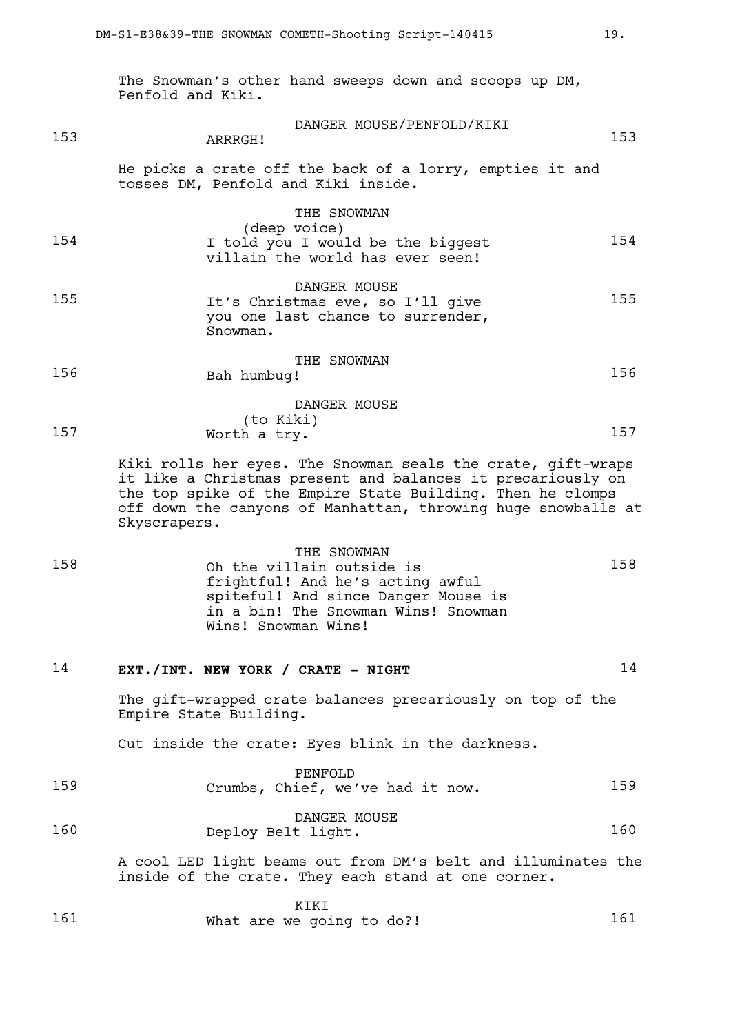The Snowman's other hand sweeps down and scoops up DM, Penfold and Kiki.

153 DANGER MOUSE/PENFOLD/KIKI
ARRRGH! 153

He picks a crate off the back of a lorry, empties it and tosses DM, Penfold and Kiki inside.

154 THE SNOWMAN
(deep voice)
I told you I would be the biggest villain the world has ever seen! 154

155 DANGER MOUSE
It's Christmas eve, so I'll give you one last chance to surrender, Snowman. 155

156 THE SNOWMAN
Bah humbug! 156

157 DANGER MOUSE
(to Kiki)
Worth a try. 157

Kiki rolls her eyes. The Snowman seals the crate, gift-wraps it like a Christmas present and balances it precariously on the top spike of the Empire State Building. Then he clomps off down the canyons of Manhattan, throwing huge snowballs at Skyscrapers.

158 THE SNOWMAN
Oh the villain outside is frightful! And he's acting awful spiteful! And since Danger Mouse is in a bin! The Snowman Wins! Snowman Wins! Snowman Wins! 158

## 14 EXT./INT. NEW YORK / CRATE - NIGHT 14

The gift-wrapped crate balances precariously on top of the Empire State Building.

Cut inside the crate: Eyes blink in the darkness.

159 PENFOLD
Crumbs, Chief, we've had it now. 159

160 DANGER MOUSE
Deploy Belt light. 160

A cool LED light beams out from DM's belt and illuminates the inside of the crate. They each stand at one corner.

161 KIKI
What are we going to do?! 161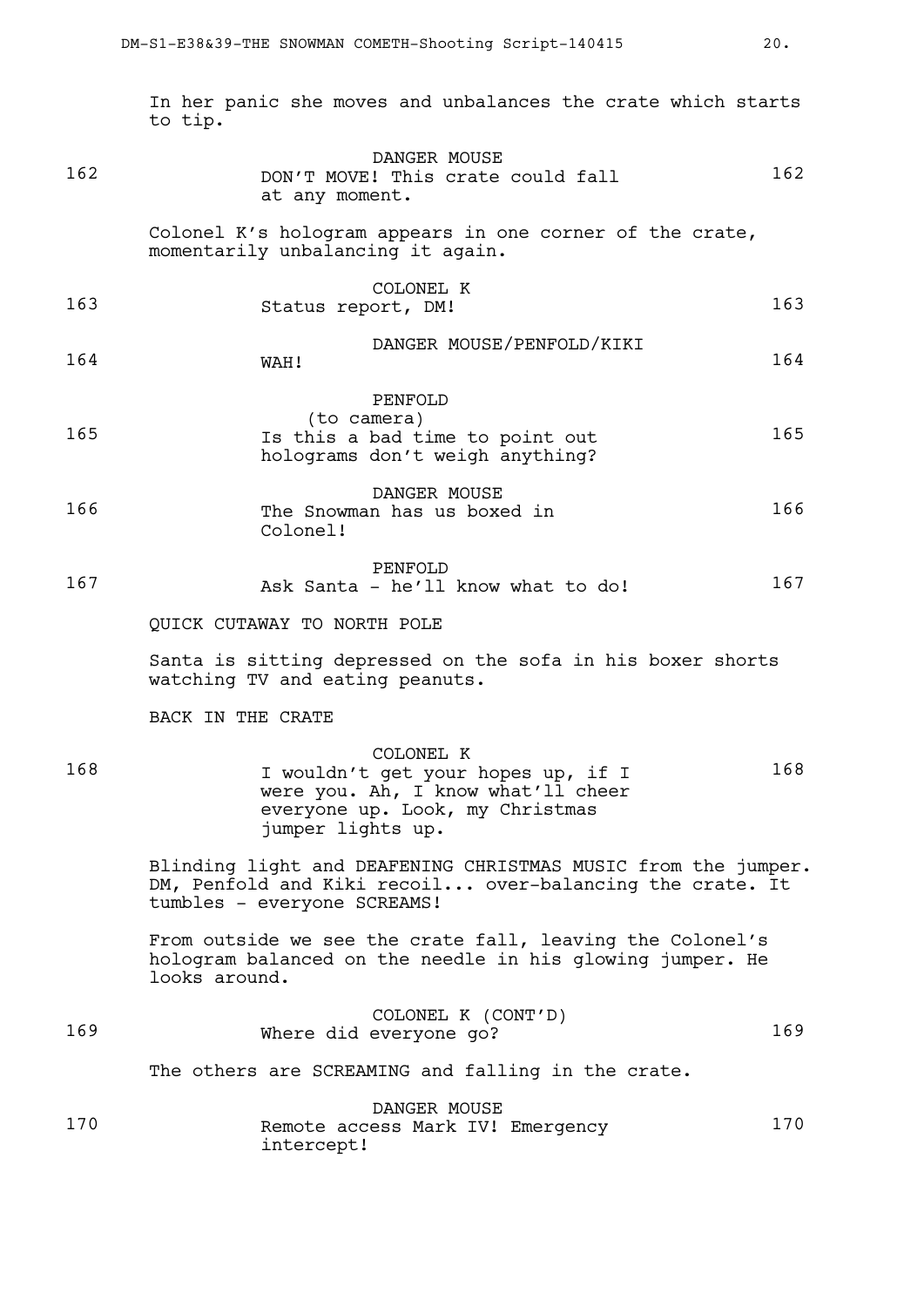In her panic she moves and unbalances the crate which starts to tip.

162 DANGER MOUSE
DON'T MOVE! This crate could fall at any moment. 162

Colonel K's hologram appears in one corner of the crate, momentarily unbalancing it again.

163 COLONEL K
Status report, DM! 163

164 DANGER MOUSE/PENFOLD/KIKI
WAH! 164

165 PENFOLD
(to camera)
Is this a bad time to point out holograms don't weigh anything? 165

166 DANGER MOUSE
The Snowman has us boxed in Colonel! 166

167 PENFOLD
Ask Santa - he'll know what to do! 167

QUICK CUTAWAY TO NORTH POLE

Santa is sitting depressed on the sofa in his boxer shorts watching TV and eating peanuts.

BACK IN THE CRATE

168 COLONEL K
I wouldn't get your hopes up, if I were you. Ah, I know what'll cheer everyone up. Look, my Christmas jumper lights up. 168

Blinding light and DEAFENING CHRISTMAS MUSIC from the jumper. DM, Penfold and Kiki recoil... over-balancing the crate. It tumbles - everyone SCREAMS!

From outside we see the crate fall, leaving the Colonel's hologram balanced on the needle in his glowing jumper. He looks around.

169 COLONEL K (CONT'D)
Where did everyone go? 169

The others are SCREAMING and falling in the crate.

170 DANGER MOUSE
Remote access Mark IV! Emergency intercept! 170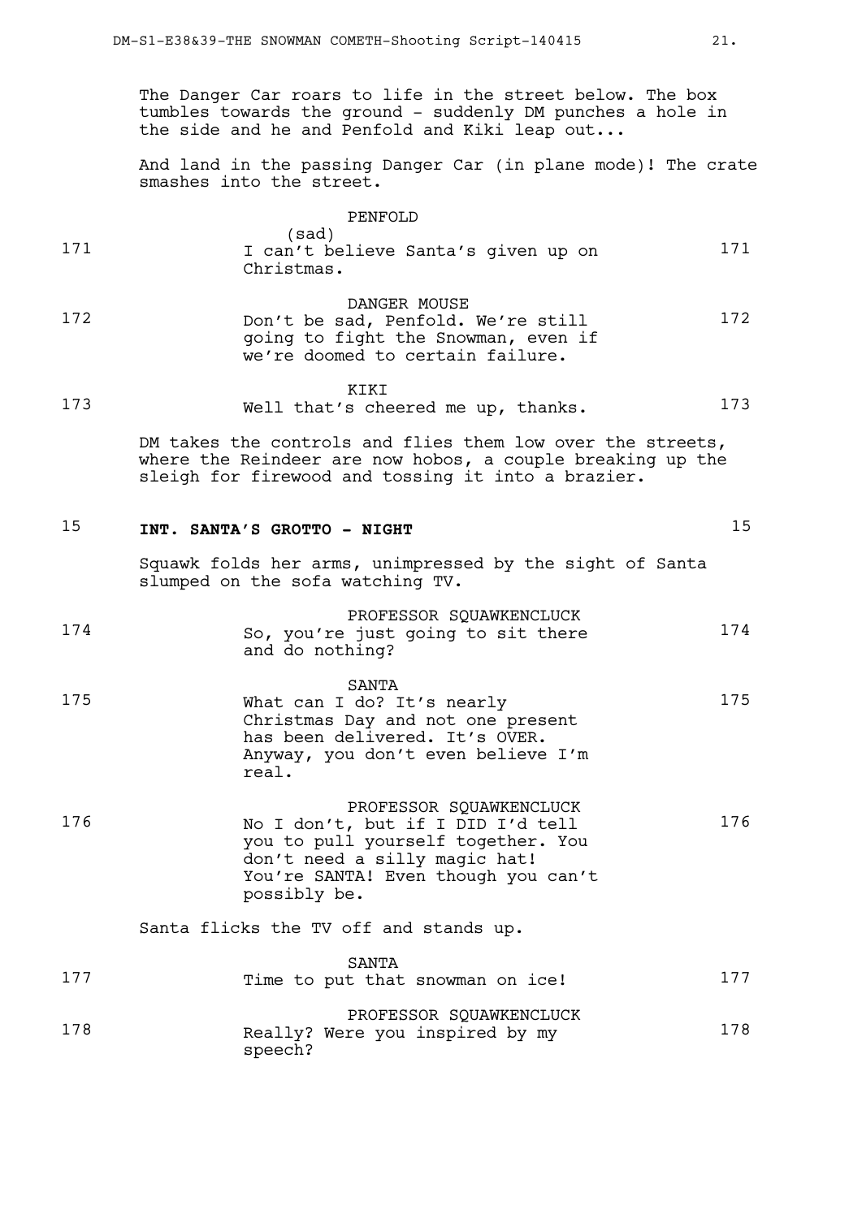The Danger Car roars to life in the street below. The box tumbles towards the ground - suddenly DM punches a hole in the side and he and Penfold and Kiki leap out...

And land in the passing Danger Car (in plane mode)! The crate smashes into the street.

171 PENFOLD
(sad)
I can't believe Santa's given up on Christmas. 171

172 DANGER MOUSE
Don't be sad, Penfold. We're still going to fight the Snowman, even if we're doomed to certain failure. 172

173 KIKI
Well that's cheered me up, thanks. 173

DM takes the controls and flies them low over the streets, where the Reindeer are now hobos, a couple breaking up the sleigh for firewood and tossing it into a brazier.

## 15 **INT. SANTA'S GROTTO - NIGHT** 15

Squawk folds her arms, unimpressed by the sight of Santa slumped on the sofa watching TV.

174 PROFESSOR SQUAWKENCLUCK
So, you're just going to sit there and do nothing? 174

175 SANTA
What can I do? It's nearly Christmas Day and not one present has been delivered. It's OVER. Anyway, you don't even believe I'm real. 175

176 PROFESSOR SQUAWKENCLUCK
No I don't, but if I DID I'd tell you to pull yourself together. You don't need a silly magic hat! You're SANTA! Even though you can't possibly be. 176

Santa flicks the TV off and stands up.

177 SANTA
Time to put that snowman on ice! 177

178 PROFESSOR SQUAWKENCLUCK
Really? Were you inspired by my speech? 178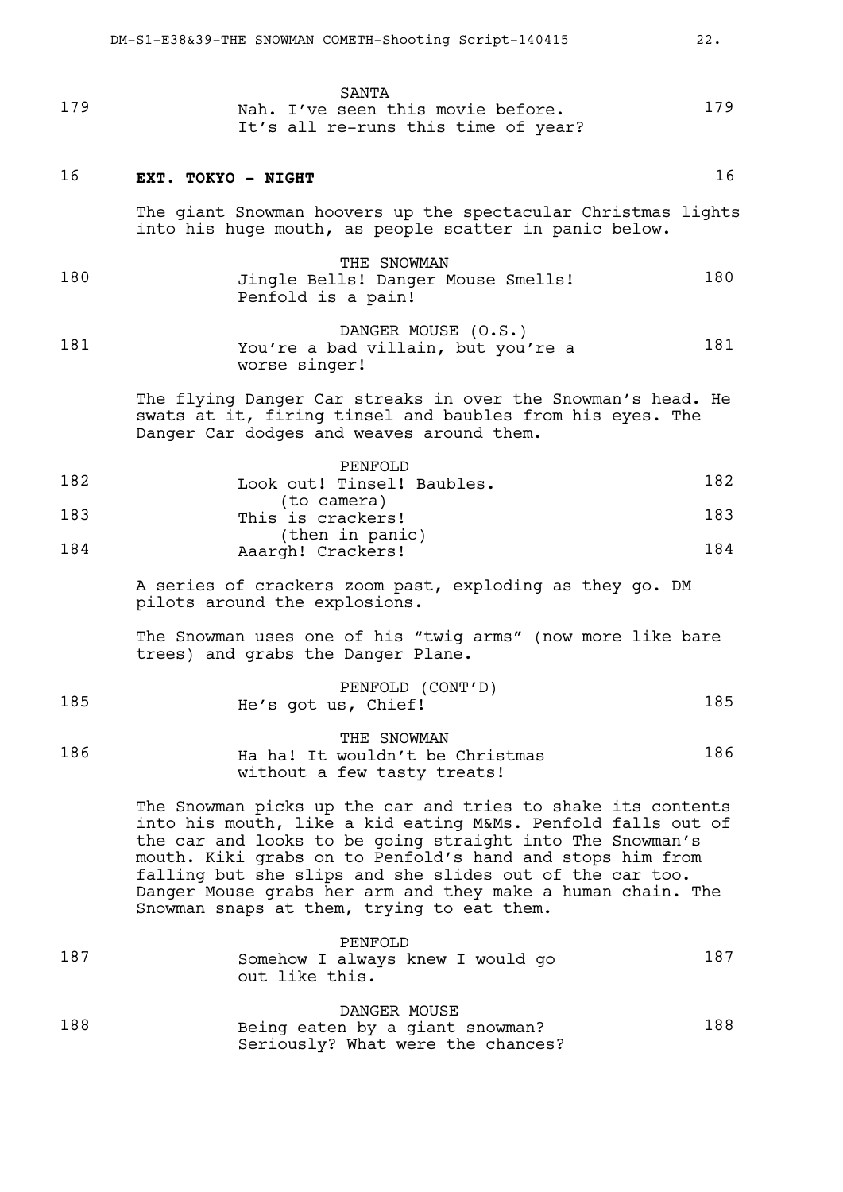SANTA

179 Nah. I've seen this movie before. It's all re-runs this time of year? 179

## 16 EXT. TOKYO - NIGHT 16

The giant Snowman hoovers up the spectacular Christmas lights into his huge mouth, as people scatter in panic below.

THE SNOWMAN

180 Jingle Bells! Danger Mouse Smells! Penfold is a pain! 180

DANGER MOUSE (O.S.)

181 You're a bad villain, but you're a worse singer! 181

The flying Danger Car streaks in over the Snowman's head. He swats at it, firing tinsel and baubles from his eyes. The Danger Car dodges and weaves around them.

PENFOLD

182 Look out! Tinsel! Baubles. 182

(to camera)

183 This is crackers! 183

(then in panic)

184 Aaargh! Crackers! 184

A series of crackers zoom past, exploding as they go. DM pilots around the explosions.

The Snowman uses one of his "twig arms" (now more like bare trees) and grabs the Danger Plane.

PENFOLD (CONT'D)

185 He's got us, Chief! 185

THE SNOWMAN

186 Ha ha! It wouldn't be Christmas without a few tasty treats! 186

The Snowman picks up the car and tries to shake its contents into his mouth, like a kid eating M&Ms. Penfold falls out of the car and looks to be going straight into The Snowman's mouth. Kiki grabs on to Penfold's hand and stops him from falling but she slips and she slides out of the car too. Danger Mouse grabs her arm and they make a human chain. The Snowman snaps at them, trying to eat them.

PENFOLD

187 Somehow I always knew I would go out like this. 187

DANGER MOUSE

188 Being eaten by a giant snowman? Seriously? What were the chances? 188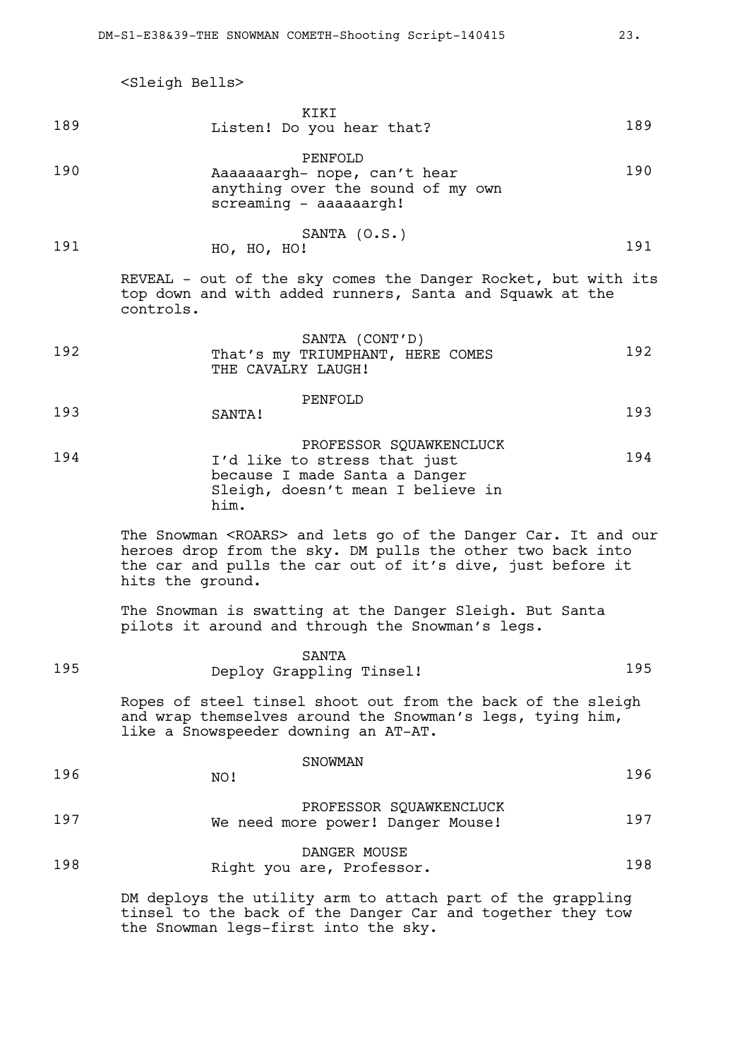<Sleigh Bells>

189 KIKI
Listen! Do you hear that? 189

190 PENFOLD
Aaaaaaargh- nope, can't hear anything over the sound of my own screaming - aaaaaargh! 190

191 SANTA (O.S.)
HO, HO, HO! 191

REVEAL - out of the sky comes the Danger Rocket, but with its top down and with added runners, Santa and Squawk at the controls.

192 SANTA (CONT'D)
That's my TRIUMPHANT, HERE COMES THE CAVALRY LAUGH! 192

193 PENFOLD
SANTA! 193

194 PROFESSOR SQUAWKENCLUCK
I'd like to stress that just because I made Santa a Danger Sleigh, doesn't mean I believe in him. 194

The Snowman <ROARS> and lets go of the Danger Car. It and our heroes drop from the sky. DM pulls the other two back into the car and pulls the car out of it's dive, just before it hits the ground.

The Snowman is swatting at the Danger Sleigh. But Santa pilots it around and through the Snowman's legs.

195 SANTA
Deploy Grappling Tinsel! 195

Ropes of steel tinsel shoot out from the back of the sleigh and wrap themselves around the Snowman's legs, tying him, like a Snowspeeder downing an AT-AT.

196 SNOWMAN
NO! 196

197 PROFESSOR SQUAWKENCLUCK
We need more power! Danger Mouse! 197

198 DANGER MOUSE
Right you are, Professor. 198

DM deploys the utility arm to attach part of the grappling tinsel to the back of the Danger Car and together they tow the Snowman legs-first into the sky.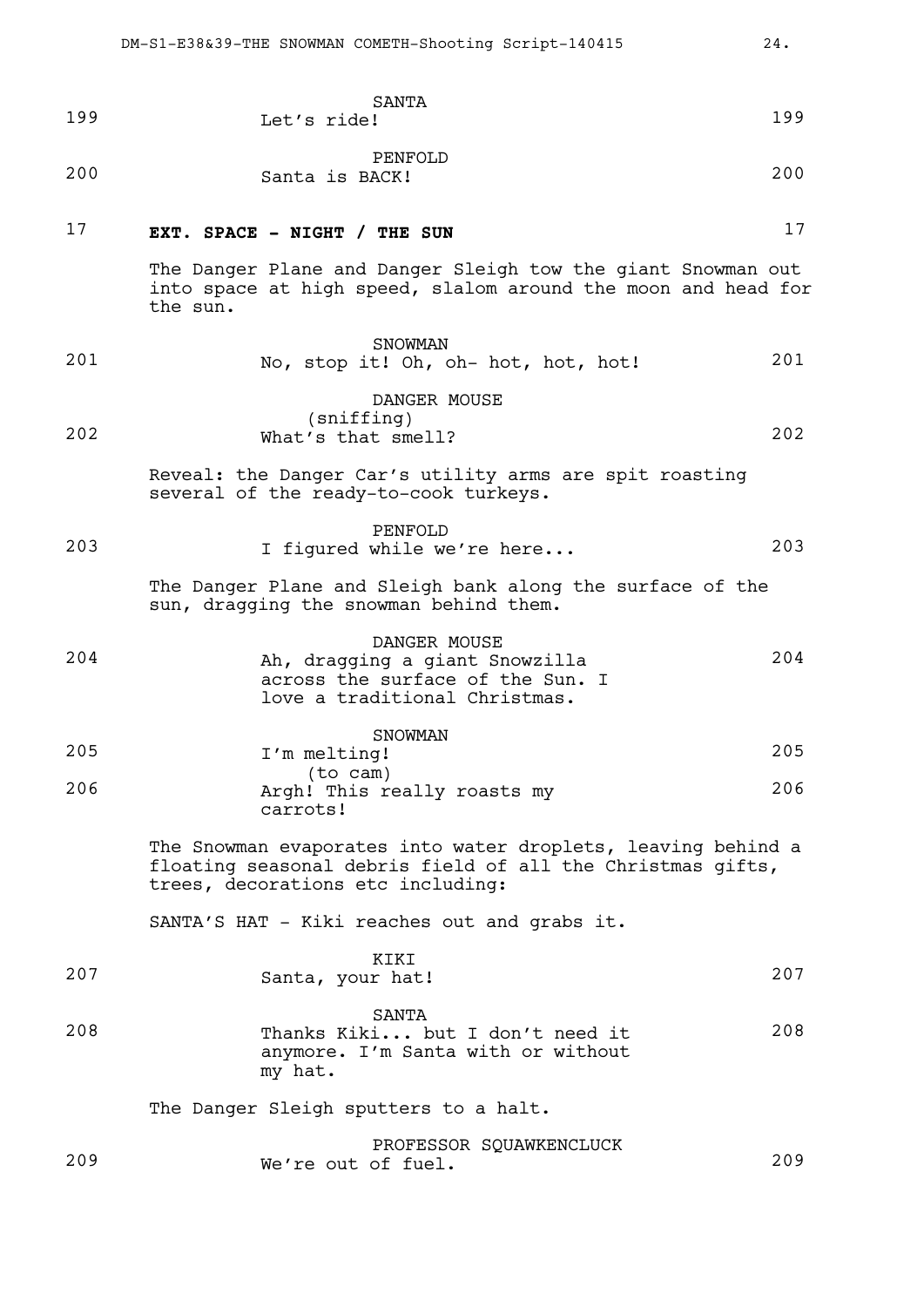SANTA

199 Let's ride! 199

PENFOLD

200 Santa is BACK! 200

## 17 EXT. SPACE - NIGHT / THE SUN 17

The Danger Plane and Danger Sleigh tow the giant Snowman out into space at high speed, slalom around the moon and head for the sun.

SNOWMAN

201 No, stop it! Oh, oh- hot, hot, hot! 201

DANGER MOUSE
(sniffing)

202 What's that smell? 202

Reveal: the Danger Car's utility arms are spit roasting several of the ready-to-cook turkeys.

PENFOLD

203 I figured while we're here... 203

The Danger Plane and Sleigh bank along the surface of the sun, dragging the snowman behind them.

DANGER MOUSE

204 Ah, dragging a giant Snowzilla across the surface of the Sun. I love a traditional Christmas. 204

SNOWMAN

205 I'm melting! 205
(to cam)

206 Argh! This really roasts my carrots! 206

The Snowman evaporates into water droplets, leaving behind a floating seasonal debris field of all the Christmas gifts, trees, decorations etc including:

SANTA'S HAT - Kiki reaches out and grabs it.

KIKI

207 Santa, your hat! 207

SANTA

208 Thanks Kiki... but I don't need it anymore. I'm Santa with or without my hat. 208

The Danger Sleigh sputters to a halt.

PROFESSOR SQUAWKENCLUCK

209 We're out of fuel. 209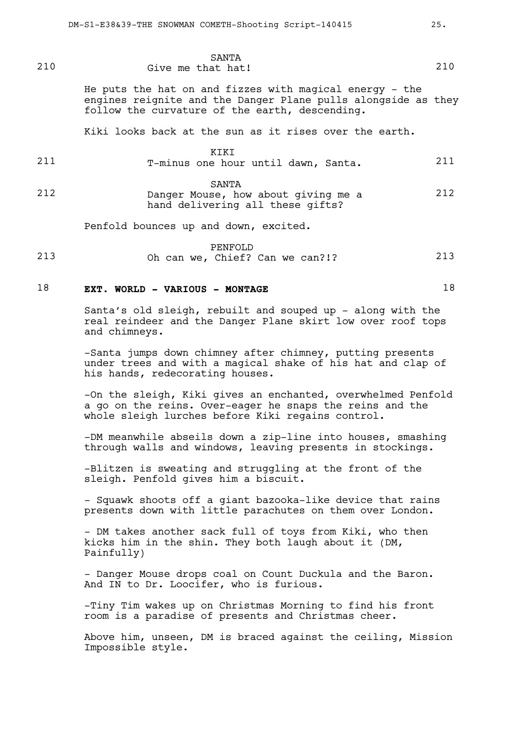SANTA

210 Give me that hat! 210

He puts the hat on and fizzes with magical energy - the engines reignite and the Danger Plane pulls alongside as they follow the curvature of the earth, descending.

Kiki looks back at the sun as it rises over the earth.

KIKI

211 T-minus one hour until dawn, Santa. 211

SANTA

212 Danger Mouse, how about giving me a hand delivering all these gifts? 212

Penfold bounces up and down, excited.

PENFOLD

213 Oh can we, Chief? Can we can?!? 213

**18 EXT. WORLD - VARIOUS - MONTAGE 18**

Santa's old sleigh, rebuilt and souped up - along with the real reindeer and the Danger Plane skirt low over roof tops and chimneys.

-Santa jumps down chimney after chimney, putting presents under trees and with a magical shake of his hat and clap of his hands, redecorating houses.

-On the sleigh, Kiki gives an enchanted, overwhelmed Penfold a go on the reins. Over-eager he snaps the reins and the whole sleigh lurches before Kiki regains control.

-DM meanwhile abseils down a zip-line into houses, smashing through walls and windows, leaving presents in stockings.

-Blitzen is sweating and struggling at the front of the sleigh. Penfold gives him a biscuit.

- Squawk shoots off a giant bazooka-like device that rains presents down with little parachutes on them over London.

- DM takes another sack full of toys from Kiki, who then kicks him in the shin. They both laugh about it (DM, Painfully)

- Danger Mouse drops coal on Count Duckula and the Baron. And IN to Dr. Loocifer, who is furious.

-Tiny Tim wakes up on Christmas Morning to find his front room is a paradise of presents and Christmas cheer.

Above him, unseen, DM is braced against the ceiling, Mission Impossible style.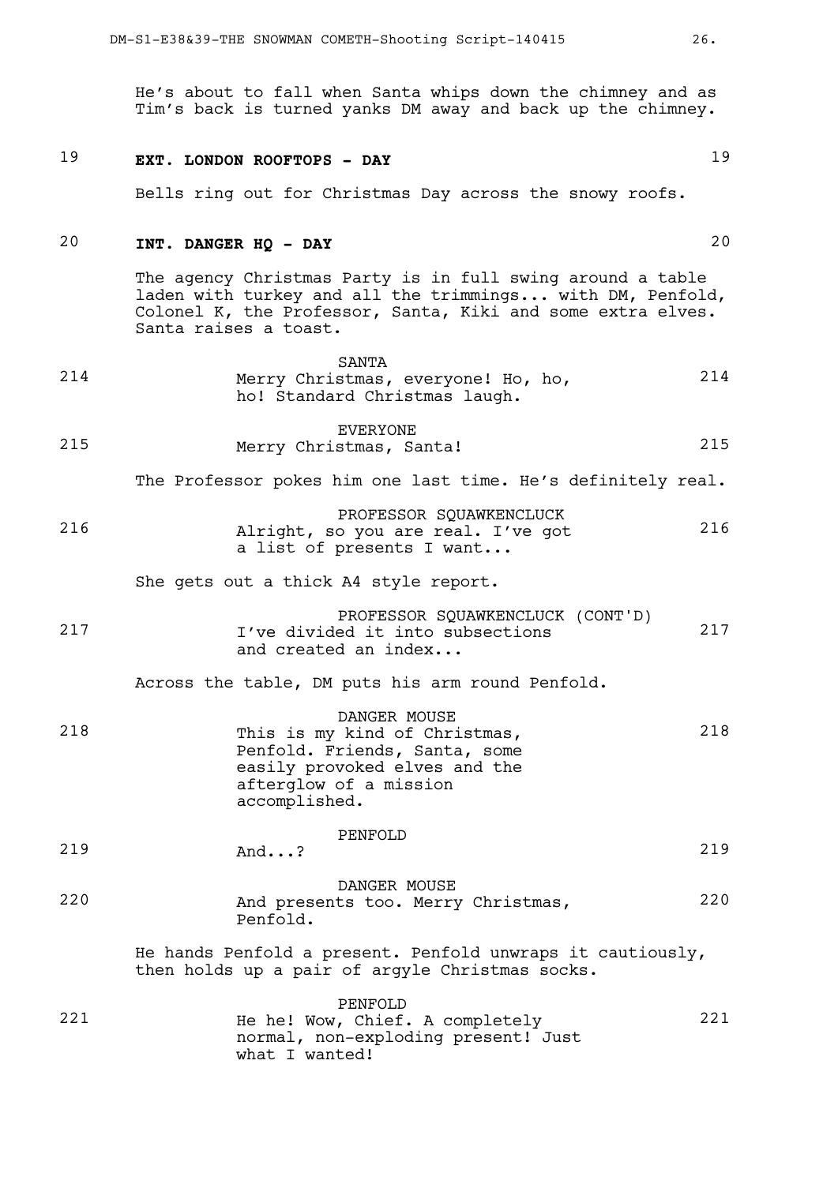He's about to fall when Santa whips down the chimney and as Tim's back is turned yanks DM away and back up the chimney.

19 **EXT. LONDON ROOFTOPS - DAY** 19

Bells ring out for Christmas Day across the snowy roofs.

20 **INT. DANGER HQ - DAY** 20

The agency Christmas Party is in full swing around a table laden with turkey and all the trimmings... with DM, Penfold, Colonel K, the Professor, Santa, Kiki and some extra elves. Santa raises a toast.

SANTA
214 Merry Christmas, everyone! Ho, ho, ho! Standard Christmas laugh. 214

EVERYONE
215 Merry Christmas, Santa! 215

The Professor pokes him one last time. He's definitely real.

PROFESSOR SQUAWKENCLUCK
216 Alright, so you are real. I've got a list of presents I want... 216

She gets out a thick A4 style report.

PROFESSOR SQUAWKENCLUCK (CONT'D)
217 I've divided it into subsections and created an index... 217

Across the table, DM puts his arm round Penfold.

DANGER MOUSE
218 This is my kind of Christmas, Penfold. Friends, Santa, some easily provoked elves and the afterglow of a mission accomplished. 218

PENFOLD
219 And...? 219

DANGER MOUSE
220 And presents too. Merry Christmas, Penfold. 220

He hands Penfold a present. Penfold unwraps it cautiously, then holds up a pair of argyle Christmas socks.

PENFOLD
221 He he! Wow, Chief. A completely normal, non-exploding present! Just what I wanted! 221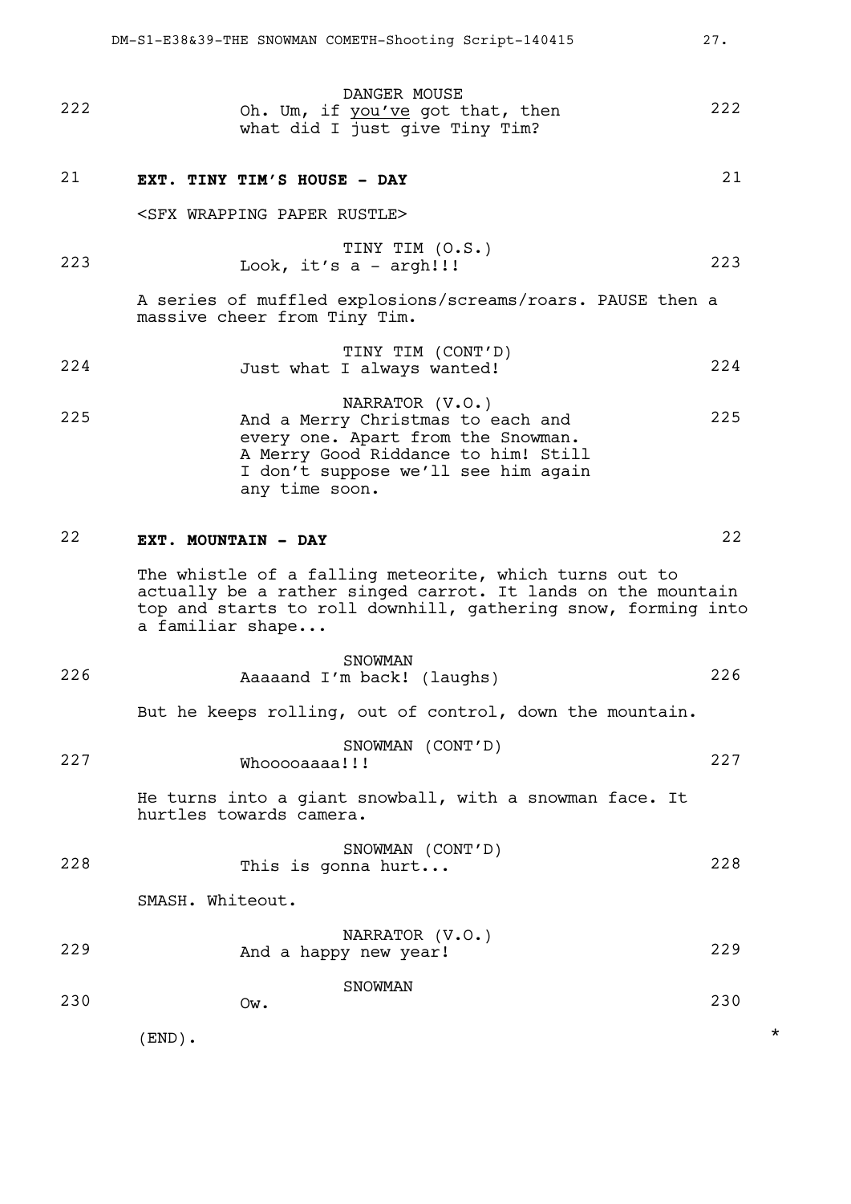222 DANGER MOUSE
Oh. Um, if _you've_ got that, then what did I just give Tiny Tim? 222

**21 EXT. TINY TIM'S HOUSE - DAY** 21

<SFX WRAPPING PAPER RUSTLE>

223 TINY TIM (O.S.)
Look, it's a - argh!!! 223

A series of muffled explosions/screams/roars. PAUSE then a massive cheer from Tiny Tim.

224 TINY TIM (CONT'D)
Just what I always wanted! 224

225 NARRATOR (V.O.)
And a Merry Christmas to each and every one. Apart from the Snowman. A Merry Good Riddance to him! Still I don't suppose we'll see him again any time soon. 225

**22 EXT. MOUNTAIN - DAY** 22

The whistle of a falling meteorite, which turns out to actually be a rather singed carrot. It lands on the mountain top and starts to roll downhill, gathering snow, forming into a familiar shape...

226 SNOWMAN
Aaaaand I'm back! (laughs) 226

But he keeps rolling, out of control, down the mountain.

227 SNOWMAN (CONT'D)
Whoooaaaa!!! 227

He turns into a giant snowball, with a snowman face. It hurtles towards camera.

228 SNOWMAN (CONT'D)
This is gonna hurt... 228

SMASH. Whiteout.

229 NARRATOR (V.O.)
And a happy new year! 229

230 SNOWMAN
Ow. 230

(END). *